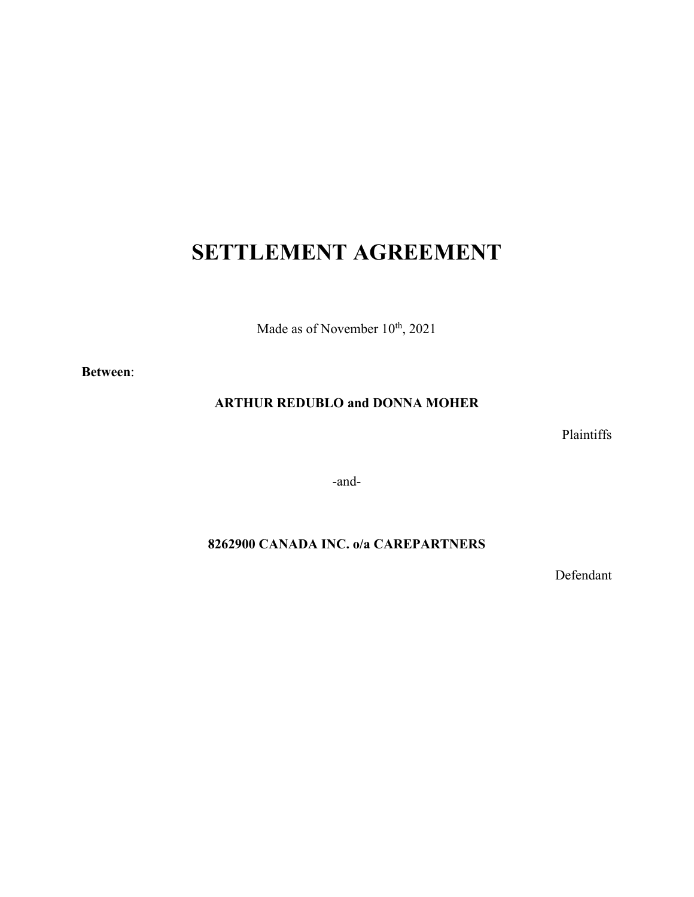# SETTLEMENT AGREEMENT

Made as of November 10th, 2021

**Between**:

**ARTHUR REDUBLO and DONNA MOHER**

Plaintiffs

-and-

**8262900 CANADA INC. o/a CAREPARTNERS**

Defendant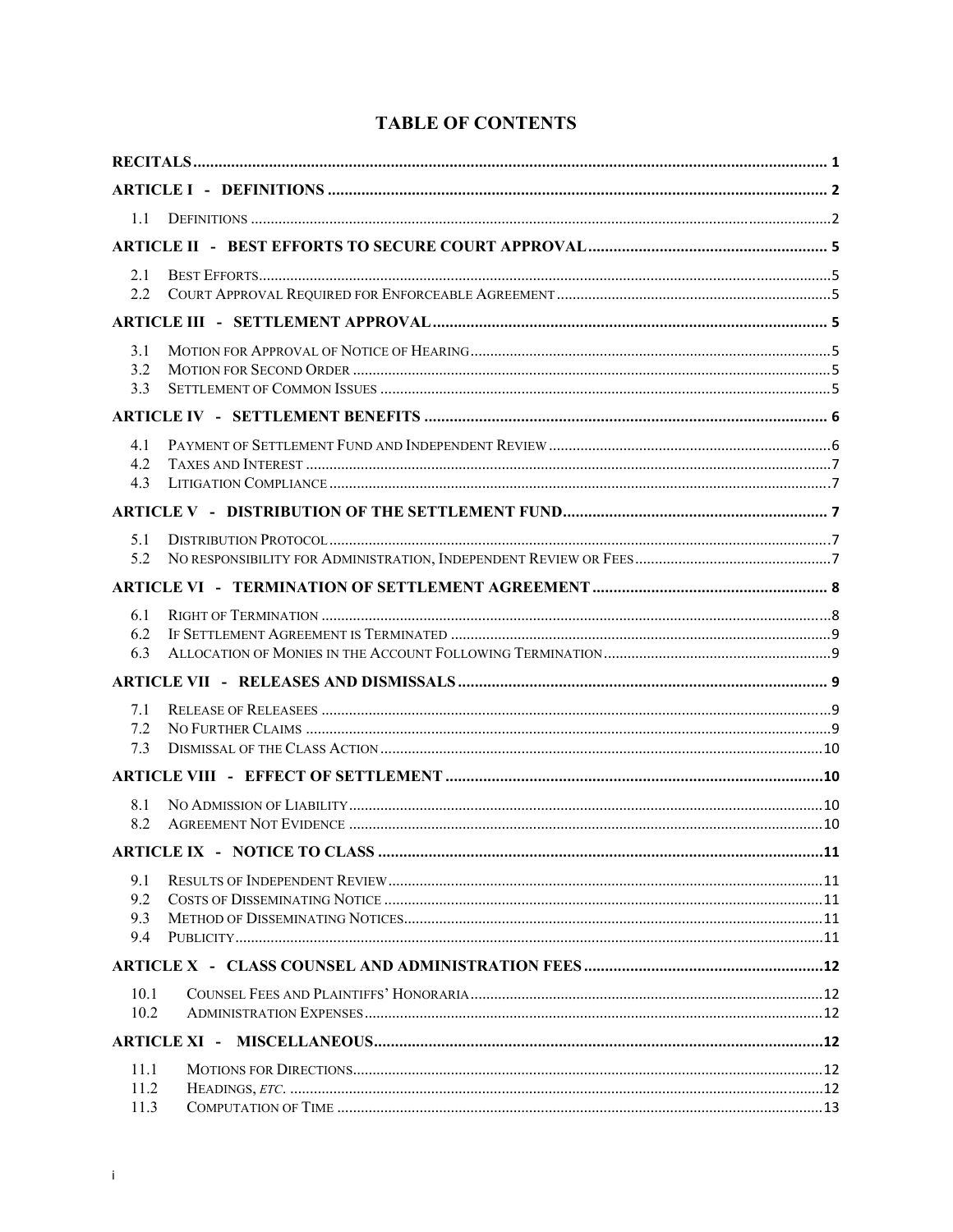# TABLE OF CONTENTS

| | | |
|---|---|---|
| **RECITALS** | | **1** |
| **ARTICLE I - DEFINITIONS** | | **2** |
| 1.1 | DEFINITIONS | 2 |
| **ARTICLE II - BEST EFFORTS TO SECURE COURT APPROVAL** | | **5** |
| 2.1 | BEST EFFORTS | 5 |
| 2.2 | COURT APPROVAL REQUIRED FOR ENFORCEABLE AGREEMENT | 5 |
| **ARTICLE III - SETTLEMENT APPROVAL** | | **5** |
| 3.1 | MOTION FOR APPROVAL OF NOTICE OF HEARING | 5 |
| 3.2 | MOTION FOR SECOND ORDER | 5 |
| 3.3 | SETTLEMENT OF COMMON ISSUES | 5 |
| **ARTICLE IV - SETTLEMENT BENEFITS** | | **6** |
| 4.1 | PAYMENT OF SETTLEMENT FUND AND INDEPENDENT REVIEW | 6 |
| 4.2 | TAXES AND INTEREST | 7 |
| 4.3 | LITIGATION COMPLIANCE | 7 |
| **ARTICLE V - DISTRIBUTION OF THE SETTLEMENT FUND** | | **7** |
| 5.1 | DISTRIBUTION PROTOCOL | 7 |
| 5.2 | NO RESPONSIBILITY FOR ADMINISTRATION, INDEPENDENT REVIEW OR FEES | 7 |
| **ARTICLE VI - TERMINATION OF SETTLEMENT AGREEMENT** | | **8** |
| 6.1 | RIGHT OF TERMINATION | 8 |
| 6.2 | IF SETTLEMENT AGREEMENT IS TERMINATED | 9 |
| 6.3 | ALLOCATION OF MONIES IN THE ACCOUNT FOLLOWING TERMINATION | 9 |
| **ARTICLE VII - RELEASES AND DISMISSALS** | | **9** |
| 7.1 | RELEASE OF RELEASEES | 9 |
| 7.2 | NO FURTHER CLAIMS | 9 |
| 7.3 | DISMISSAL OF THE CLASS ACTION | 10 |
| **ARTICLE VIII - EFFECT OF SETTLEMENT** | | **10** |
| 8.1 | NO ADMISSION OF LIABILITY | 10 |
| 8.2 | AGREEMENT NOT EVIDENCE | 10 |
| **ARTICLE IX - NOTICE TO CLASS** | | **11** |
| 9.1 | RESULTS OF INDEPENDENT REVIEW | 11 |
| 9.2 | COSTS OF DISSEMINATING NOTICE | 11 |
| 9.3 | METHOD OF DISSEMINATING NOTICES | 11 |
| 9.4 | PUBLICITY | 11 |
| **ARTICLE X - CLASS COUNSEL AND ADMINISTRATION FEES** | | **12** |
| 10.1 | COUNSEL FEES AND PLAINTIFFS' HONORARIA | 12 |
| 10.2 | ADMINISTRATION EXPENSES | 12 |
| **ARTICLE XI - MISCELLANEOUS** | | **12** |
| 11.1 | MOTIONS FOR DIRECTIONS | 12 |
| 11.2 | HEADINGS, *ETC.* | 12 |
| 11.3 | COMPUTATION OF TIME | 13 |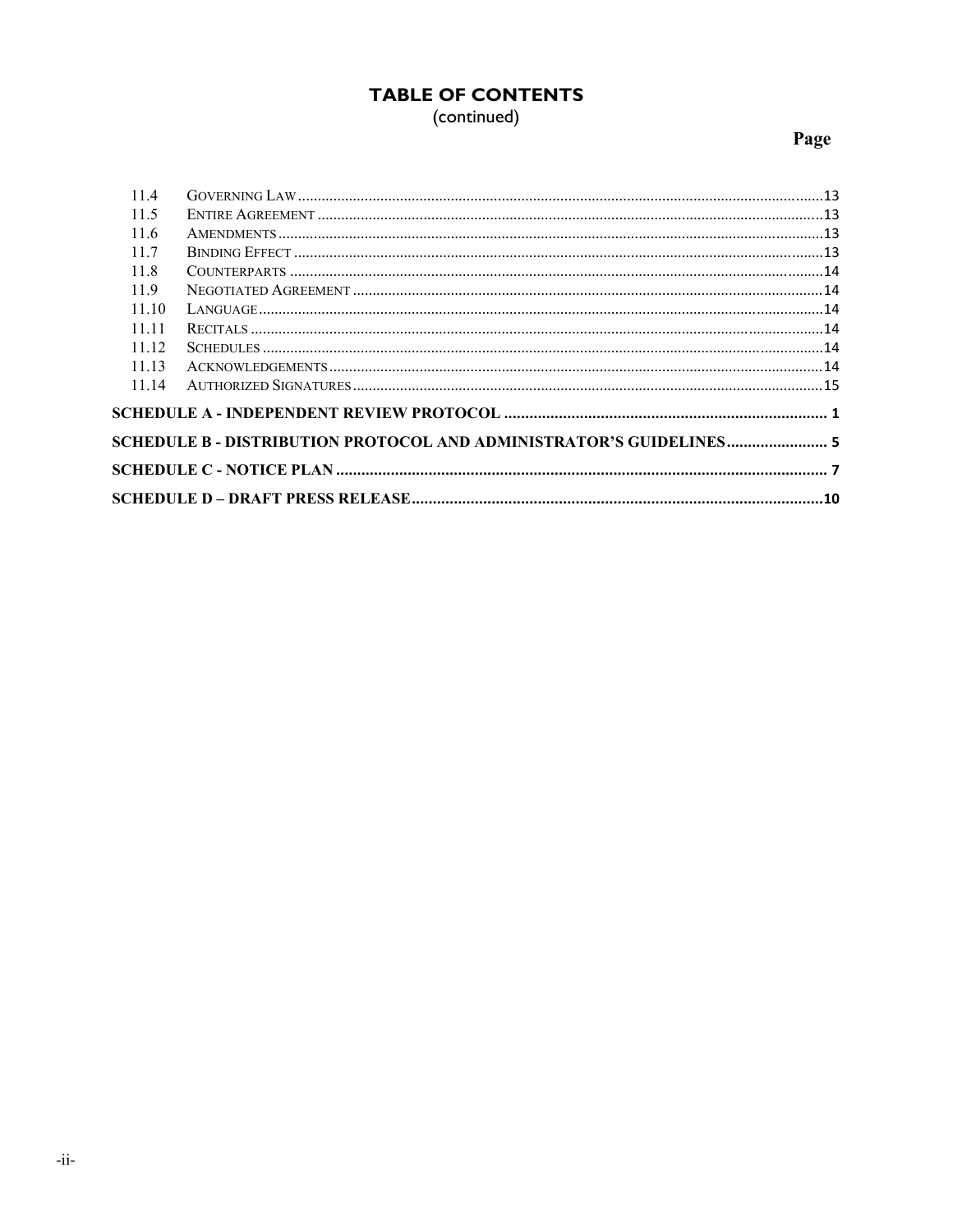# TABLE OF CONTENTS
(continued)

| | | Page |
|---|---|---|
| 11.4 | GOVERNING LAW | 13 |
| 11.5 | ENTIRE AGREEMENT | 13 |
| 11.6 | AMENDMENTS | 13 |
| 11.7 | BINDING EFFECT | 13 |
| 11.8 | COUNTERPARTS | 14 |
| 11.9 | NEGOTIATED AGREEMENT | 14 |
| 11.10 | LANGUAGE | 14 |
| 11.11 | RECITALS | 14 |
| 11.12 | SCHEDULES | 14 |
| 11.13 | ACKNOWLEDGEMENTS | 14 |
| 11.14 | AUTHORIZED SIGNATURES | 15 |
| **SCHEDULE A - INDEPENDENT REVIEW PROTOCOL** | | **1** |
| **SCHEDULE B - DISTRIBUTION PROTOCOL AND ADMINISTRATOR'S GUIDELINES** | | **5** |
| **SCHEDULE C - NOTICE PLAN** | | **7** |
| **SCHEDULE D – DRAFT PRESS RELEASE** | | **10** |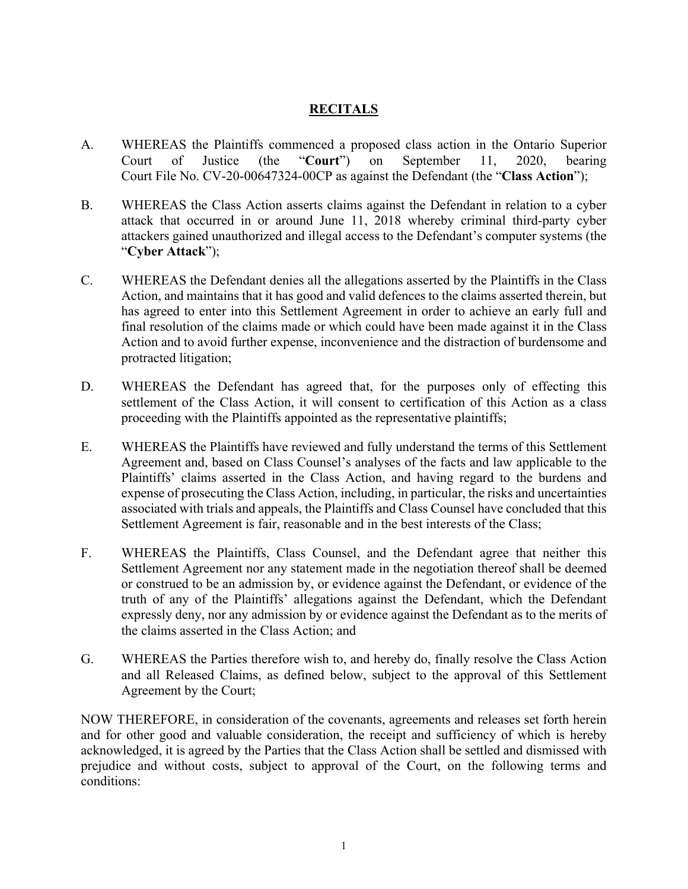## RECITALS

A. WHEREAS the Plaintiffs commenced a proposed class action in the Ontario Superior Court of Justice (the "**Court**") on September 11, 2020, bearing Court File No. CV-20-00647324-00CP as against the Defendant (the "**Class Action**");

B. WHEREAS the Class Action asserts claims against the Defendant in relation to a cyber attack that occurred in or around June 11, 2018 whereby criminal third-party cyber attackers gained unauthorized and illegal access to the Defendant's computer systems (the "**Cyber Attack**");

C. WHEREAS the Defendant denies all the allegations asserted by the Plaintiffs in the Class Action, and maintains that it has good and valid defences to the claims asserted therein, but has agreed to enter into this Settlement Agreement in order to achieve an early full and final resolution of the claims made or which could have been made against it in the Class Action and to avoid further expense, inconvenience and the distraction of burdensome and protracted litigation;

D. WHEREAS the Defendant has agreed that, for the purposes only of effecting this settlement of the Class Action, it will consent to certification of this Action as a class proceeding with the Plaintiffs appointed as the representative plaintiffs;

E. WHEREAS the Plaintiffs have reviewed and fully understand the terms of this Settlement Agreement and, based on Class Counsel's analyses of the facts and law applicable to the Plaintiffs' claims asserted in the Class Action, and having regard to the burdens and expense of prosecuting the Class Action, including, in particular, the risks and uncertainties associated with trials and appeals, the Plaintiffs and Class Counsel have concluded that this Settlement Agreement is fair, reasonable and in the best interests of the Class;

F. WHEREAS the Plaintiffs, Class Counsel, and the Defendant agree that neither this Settlement Agreement nor any statement made in the negotiation thereof shall be deemed or construed to be an admission by, or evidence against the Defendant, or evidence of the truth of any of the Plaintiffs' allegations against the Defendant, which the Defendant expressly deny, nor any admission by or evidence against the Defendant as to the merits of the claims asserted in the Class Action; and

G. WHEREAS the Parties therefore wish to, and hereby do, finally resolve the Class Action and all Released Claims, as defined below, subject to the approval of this Settlement Agreement by the Court;

NOW THEREFORE, in consideration of the covenants, agreements and releases set forth herein and for other good and valuable consideration, the receipt and sufficiency of which is hereby acknowledged, it is agreed by the Parties that the Class Action shall be settled and dismissed with prejudice and without costs, subject to approval of the Court, on the following terms and conditions: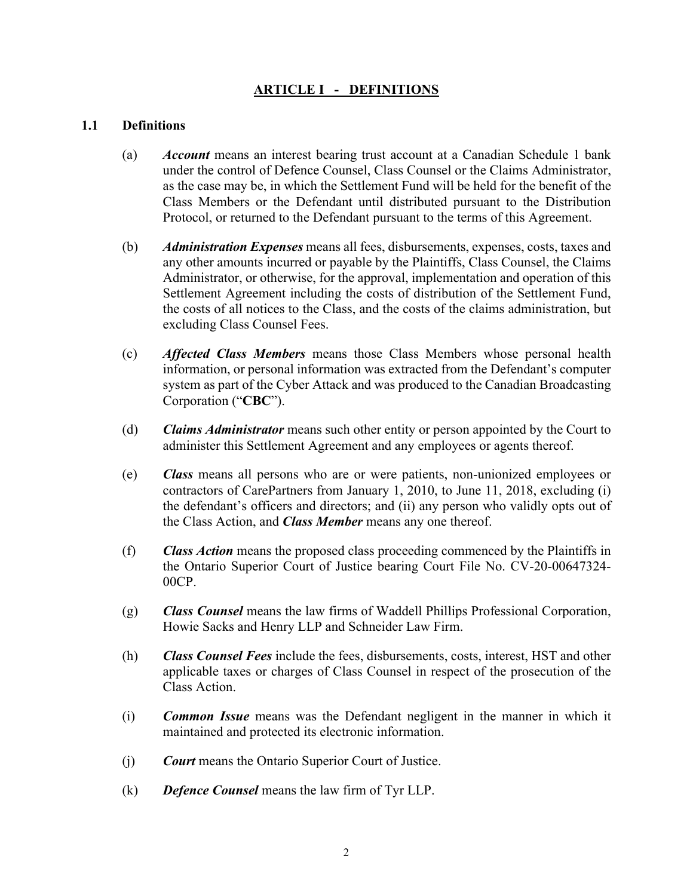## ARTICLE I - DEFINITIONS

### 1.1 Definitions

(a) ***Account*** means an interest bearing trust account at a Canadian Schedule 1 bank under the control of Defence Counsel, Class Counsel or the Claims Administrator, as the case may be, in which the Settlement Fund will be held for the benefit of the Class Members or the Defendant until distributed pursuant to the Distribution Protocol, or returned to the Defendant pursuant to the terms of this Agreement.

(b) ***Administration Expenses*** means all fees, disbursements, expenses, costs, taxes and any other amounts incurred or payable by the Plaintiffs, Class Counsel, the Claims Administrator, or otherwise, for the approval, implementation and operation of this Settlement Agreement including the costs of distribution of the Settlement Fund, the costs of all notices to the Class, and the costs of the claims administration, but excluding Class Counsel Fees.

(c) ***Affected Class Members*** means those Class Members whose personal health information, or personal information was extracted from the Defendant's computer system as part of the Cyber Attack and was produced to the Canadian Broadcasting Corporation ("**CBC**").

(d) ***Claims Administrator*** means such other entity or person appointed by the Court to administer this Settlement Agreement and any employees or agents thereof.

(e) ***Class*** means all persons who are or were patients, non-unionized employees or contractors of CarePartners from January 1, 2010, to June 11, 2018, excluding (i) the defendant's officers and directors; and (ii) any person who validly opts out of the Class Action, and ***Class Member*** means any one thereof.

(f) ***Class Action*** means the proposed class proceeding commenced by the Plaintiffs in the Ontario Superior Court of Justice bearing Court File No. CV-20-00647324-00CP.

(g) ***Class Counsel*** means the law firms of Waddell Phillips Professional Corporation, Howie Sacks and Henry LLP and Schneider Law Firm.

(h) ***Class Counsel Fees*** include the fees, disbursements, costs, interest, HST and other applicable taxes or charges of Class Counsel in respect of the prosecution of the Class Action.

(i) ***Common Issue*** means was the Defendant negligent in the manner in which it maintained and protected its electronic information.

(j) ***Court*** means the Ontario Superior Court of Justice.

(k) ***Defence Counsel*** means the law firm of Tyr LLP.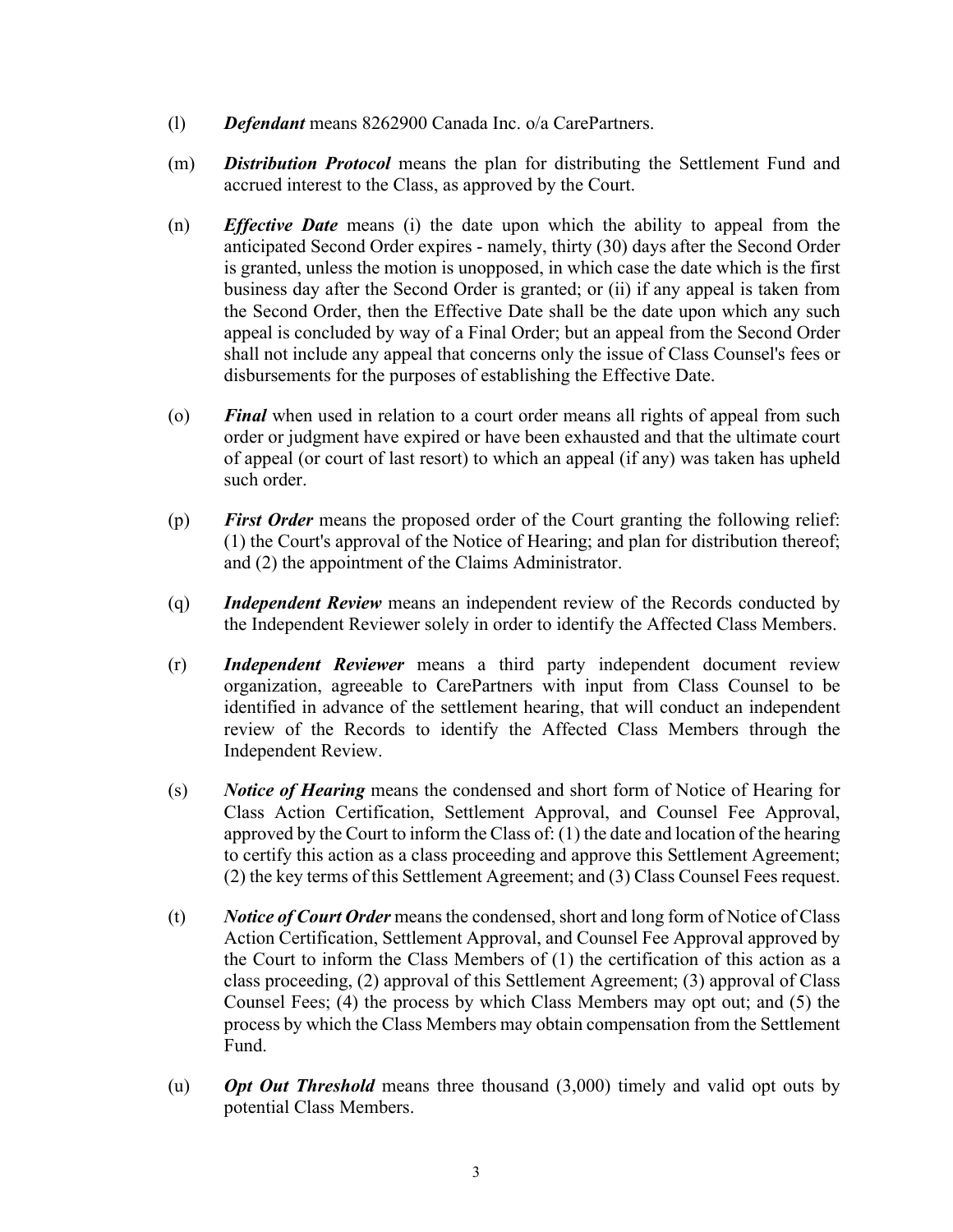(l) ***Defendant*** means 8262900 Canada Inc. o/a CarePartners.

(m) ***Distribution Protocol*** means the plan for distributing the Settlement Fund and accrued interest to the Class, as approved by the Court.

(n) ***Effective Date*** means (i) the date upon which the ability to appeal from the anticipated Second Order expires - namely, thirty (30) days after the Second Order is granted, unless the motion is unopposed, in which case the date which is the first business day after the Second Order is granted; or (ii) if any appeal is taken from the Second Order, then the Effective Date shall be the date upon which any such appeal is concluded by way of a Final Order; but an appeal from the Second Order shall not include any appeal that concerns only the issue of Class Counsel's fees or disbursements for the purposes of establishing the Effective Date.

(o) ***Final*** when used in relation to a court order means all rights of appeal from such order or judgment have expired or have been exhausted and that the ultimate court of appeal (or court of last resort) to which an appeal (if any) was taken has upheld such order.

(p) ***First Order*** means the proposed order of the Court granting the following relief: (1) the Court's approval of the Notice of Hearing; and plan for distribution thereof; and (2) the appointment of the Claims Administrator.

(q) ***Independent Review*** means an independent review of the Records conducted by the Independent Reviewer solely in order to identify the Affected Class Members.

(r) ***Independent Reviewer*** means a third party independent document review organization, agreeable to CarePartners with input from Class Counsel to be identified in advance of the settlement hearing, that will conduct an independent review of the Records to identify the Affected Class Members through the Independent Review.

(s) ***Notice of Hearing*** means the condensed and short form of Notice of Hearing for Class Action Certification, Settlement Approval, and Counsel Fee Approval, approved by the Court to inform the Class of: (1) the date and location of the hearing to certify this action as a class proceeding and approve this Settlement Agreement; (2) the key terms of this Settlement Agreement; and (3) Class Counsel Fees request.

(t) ***Notice of Court Order*** means the condensed, short and long form of Notice of Class Action Certification, Settlement Approval, and Counsel Fee Approval approved by the Court to inform the Class Members of (1) the certification of this action as a class proceeding, (2) approval of this Settlement Agreement; (3) approval of Class Counsel Fees; (4) the process by which Class Members may opt out; and (5) the process by which the Class Members may obtain compensation from the Settlement Fund.

(u) ***Opt Out Threshold*** means three thousand (3,000) timely and valid opt outs by potential Class Members.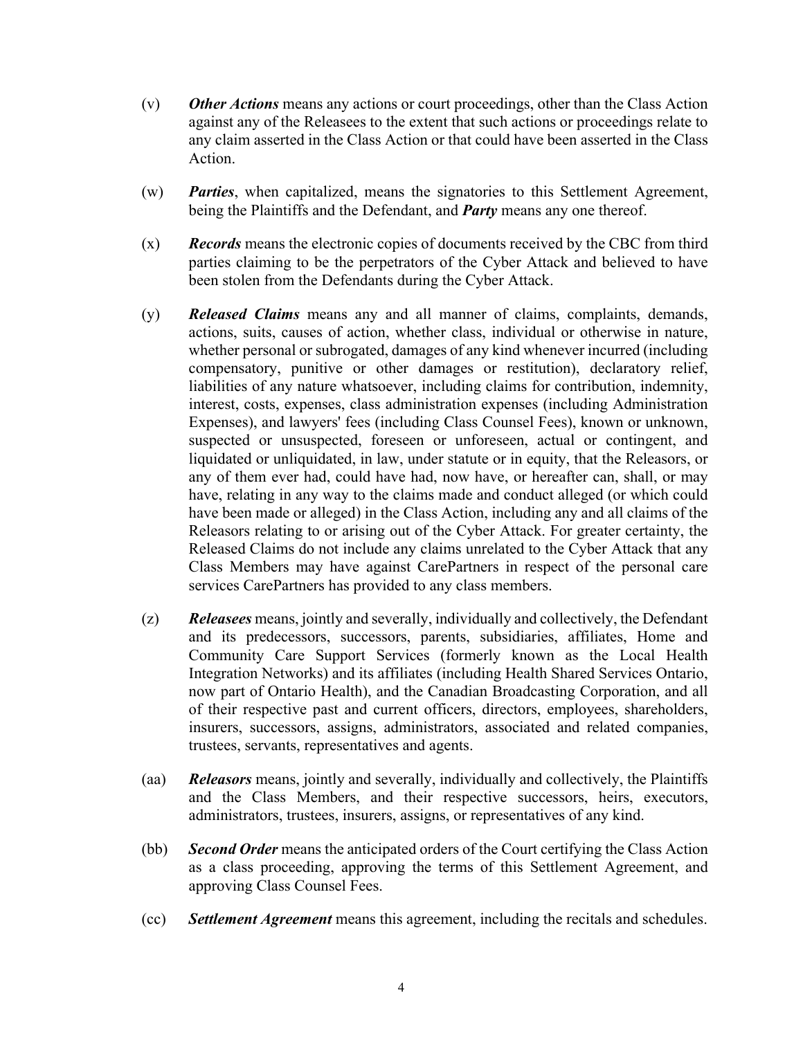(v) ***Other Actions*** means any actions or court proceedings, other than the Class Action against any of the Releasees to the extent that such actions or proceedings relate to any claim asserted in the Class Action or that could have been asserted in the Class Action.

(w) ***Parties***, when capitalized, means the signatories to this Settlement Agreement, being the Plaintiffs and the Defendant, and ***Party*** means any one thereof.

(x) ***Records*** means the electronic copies of documents received by the CBC from third parties claiming to be the perpetrators of the Cyber Attack and believed to have been stolen from the Defendants during the Cyber Attack.

(y) ***Released Claims*** means any and all manner of claims, complaints, demands, actions, suits, causes of action, whether class, individual or otherwise in nature, whether personal or subrogated, damages of any kind whenever incurred (including compensatory, punitive or other damages or restitution), declaratory relief, liabilities of any nature whatsoever, including claims for contribution, indemnity, interest, costs, expenses, class administration expenses (including Administration Expenses), and lawyers' fees (including Class Counsel Fees), known or unknown, suspected or unsuspected, foreseen or unforeseen, actual or contingent, and liquidated or unliquidated, in law, under statute or in equity, that the Releasors, or any of them ever had, could have had, now have, or hereafter can, shall, or may have, relating in any way to the claims made and conduct alleged (or which could have been made or alleged) in the Class Action, including any and all claims of the Releasors relating to or arising out of the Cyber Attack. For greater certainty, the Released Claims do not include any claims unrelated to the Cyber Attack that any Class Members may have against CarePartners in respect of the personal care services CarePartners has provided to any class members.

(z) ***Releasees*** means, jointly and severally, individually and collectively, the Defendant and its predecessors, successors, parents, subsidiaries, affiliates, Home and Community Care Support Services (formerly known as the Local Health Integration Networks) and its affiliates (including Health Shared Services Ontario, now part of Ontario Health), and the Canadian Broadcasting Corporation, and all of their respective past and current officers, directors, employees, shareholders, insurers, successors, assigns, administrators, associated and related companies, trustees, servants, representatives and agents.

(aa) ***Releasors*** means, jointly and severally, individually and collectively, the Plaintiffs and the Class Members, and their respective successors, heirs, executors, administrators, trustees, insurers, assigns, or representatives of any kind.

(bb) ***Second Order*** means the anticipated orders of the Court certifying the Class Action as a class proceeding, approving the terms of this Settlement Agreement, and approving Class Counsel Fees.

(cc) ***Settlement Agreement*** means this agreement, including the recitals and schedules.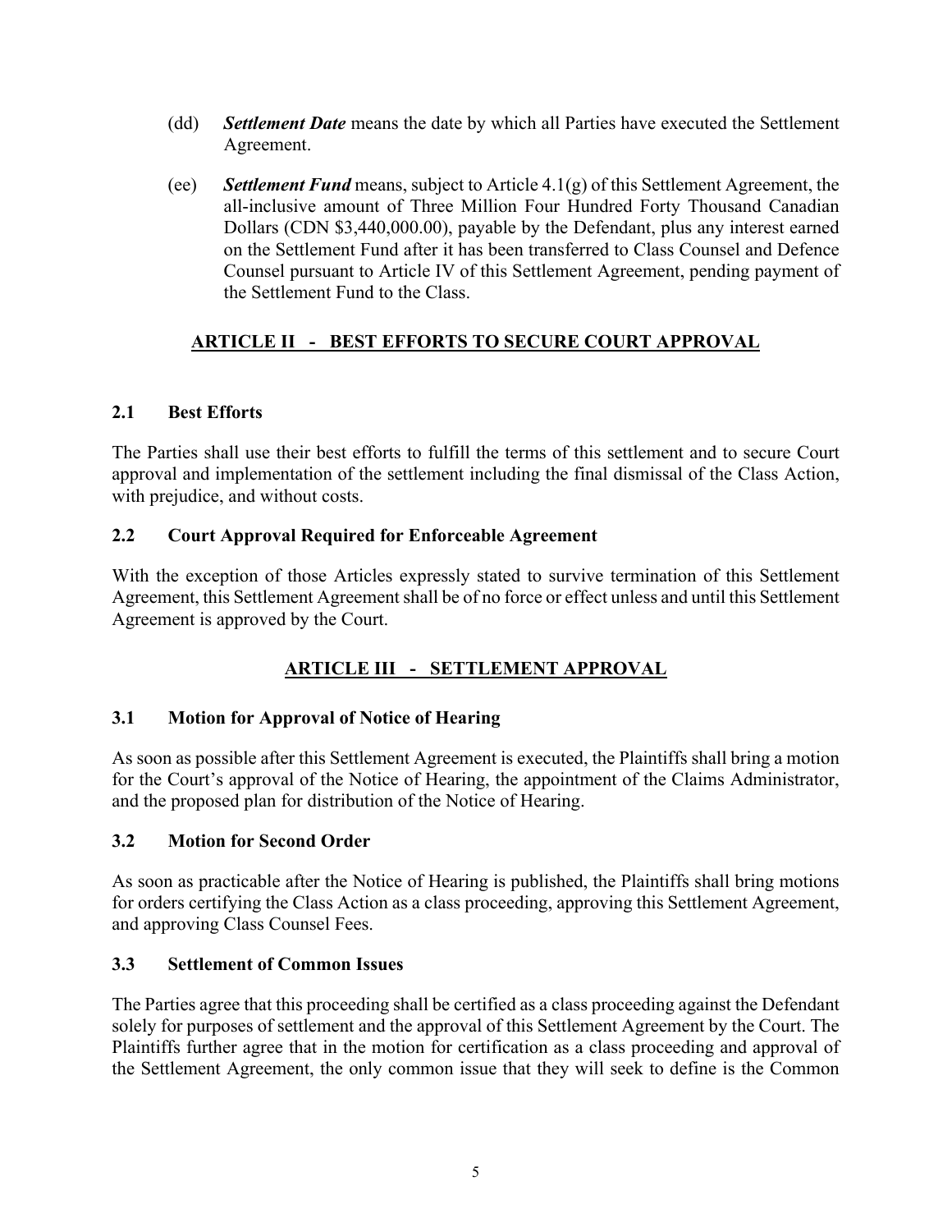(dd) ***Settlement Date*** means the date by which all Parties have executed the Settlement Agreement.

(ee) ***Settlement Fund*** means, subject to Article 4.1(g) of this Settlement Agreement, the all-inclusive amount of Three Million Four Hundred Forty Thousand Canadian Dollars (CDN $3,440,000.00), payable by the Defendant, plus any interest earned on the Settlement Fund after it has been transferred to Class Counsel and Defence Counsel pursuant to Article IV of this Settlement Agreement, pending payment of the Settlement Fund to the Class.

## ARTICLE II - BEST EFFORTS TO SECURE COURT APPROVAL

### 2.1 Best Efforts

The Parties shall use their best efforts to fulfill the terms of this settlement and to secure Court approval and implementation of the settlement including the final dismissal of the Class Action, with prejudice, and without costs.

### 2.2 Court Approval Required for Enforceable Agreement

With the exception of those Articles expressly stated to survive termination of this Settlement Agreement, this Settlement Agreement shall be of no force or effect unless and until this Settlement Agreement is approved by the Court.

## ARTICLE III - SETTLEMENT APPROVAL

### 3.1 Motion for Approval of Notice of Hearing

As soon as possible after this Settlement Agreement is executed, the Plaintiffs shall bring a motion for the Court's approval of the Notice of Hearing, the appointment of the Claims Administrator, and the proposed plan for distribution of the Notice of Hearing.

### 3.2 Motion for Second Order

As soon as practicable after the Notice of Hearing is published, the Plaintiffs shall bring motions for orders certifying the Class Action as a class proceeding, approving this Settlement Agreement, and approving Class Counsel Fees.

### 3.3 Settlement of Common Issues

The Parties agree that this proceeding shall be certified as a class proceeding against the Defendant solely for purposes of settlement and the approval of this Settlement Agreement by the Court. The Plaintiffs further agree that in the motion for certification as a class proceeding and approval of the Settlement Agreement, the only common issue that they will seek to define is the Common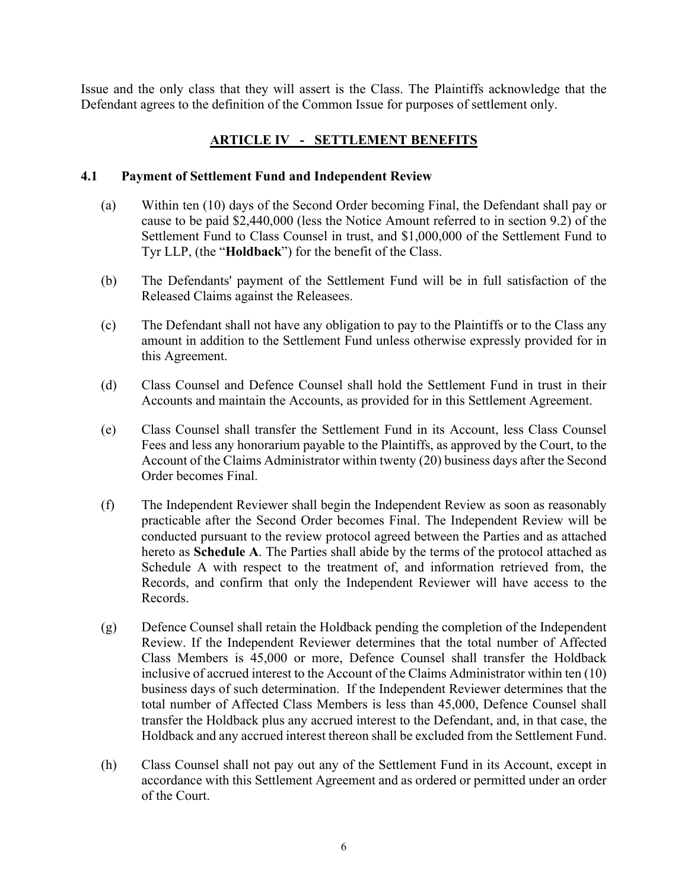Issue and the only class that they will assert is the Class. The Plaintiffs acknowledge that the Defendant agrees to the definition of the Common Issue for purposes of settlement only.

## ARTICLE IV - SETTLEMENT BENEFITS

### 4.1 Payment of Settlement Fund and Independent Review

(a) Within ten (10) days of the Second Order becoming Final, the Defendant shall pay or cause to be paid $2,440,000 (less the Notice Amount referred to in section 9.2) of the Settlement Fund to Class Counsel in trust, and $1,000,000 of the Settlement Fund to Tyr LLP, (the "**Holdback**") for the benefit of the Class.

(b) The Defendants' payment of the Settlement Fund will be in full satisfaction of the Released Claims against the Releasees.

(c) The Defendant shall not have any obligation to pay to the Plaintiffs or to the Class any amount in addition to the Settlement Fund unless otherwise expressly provided for in this Agreement.

(d) Class Counsel and Defence Counsel shall hold the Settlement Fund in trust in their Accounts and maintain the Accounts, as provided for in this Settlement Agreement.

(e) Class Counsel shall transfer the Settlement Fund in its Account, less Class Counsel Fees and less any honorarium payable to the Plaintiffs, as approved by the Court, to the Account of the Claims Administrator within twenty (20) business days after the Second Order becomes Final.

(f) The Independent Reviewer shall begin the Independent Review as soon as reasonably practicable after the Second Order becomes Final. The Independent Review will be conducted pursuant to the review protocol agreed between the Parties and as attached hereto as **Schedule A**. The Parties shall abide by the terms of the protocol attached as Schedule A with respect to the treatment of, and information retrieved from, the Records, and confirm that only the Independent Reviewer will have access to the Records.

(g) Defence Counsel shall retain the Holdback pending the completion of the Independent Review. If the Independent Reviewer determines that the total number of Affected Class Members is 45,000 or more, Defence Counsel shall transfer the Holdback inclusive of accrued interest to the Account of the Claims Administrator within ten (10) business days of such determination. If the Independent Reviewer determines that the total number of Affected Class Members is less than 45,000, Defence Counsel shall transfer the Holdback plus any accrued interest to the Defendant, and, in that case, the Holdback and any accrued interest thereon shall be excluded from the Settlement Fund.

(h) Class Counsel shall not pay out any of the Settlement Fund in its Account, except in accordance with this Settlement Agreement and as ordered or permitted under an order of the Court.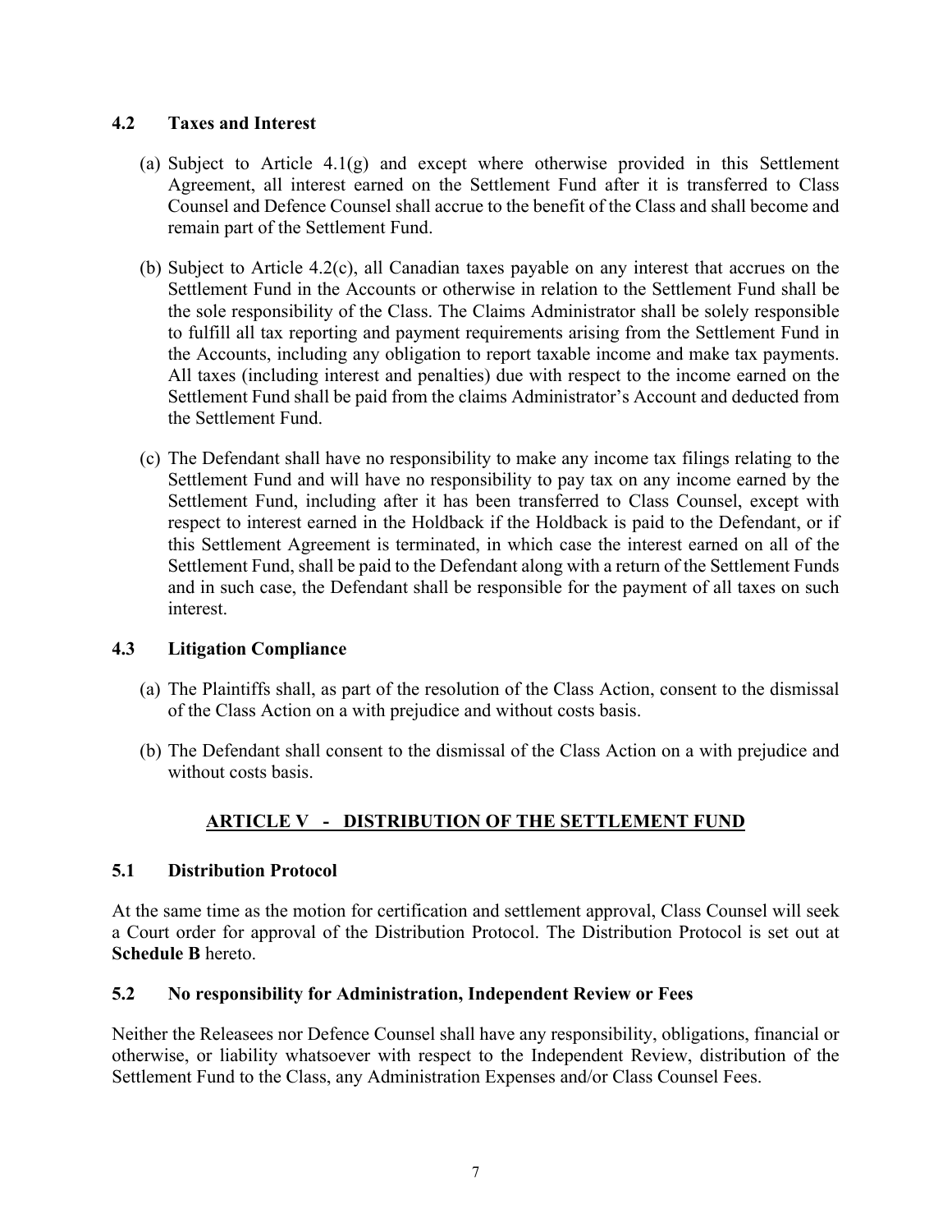### 4.2 Taxes and Interest

(a) Subject to Article 4.1(g) and except where otherwise provided in this Settlement Agreement, all interest earned on the Settlement Fund after it is transferred to Class Counsel and Defence Counsel shall accrue to the benefit of the Class and shall become and remain part of the Settlement Fund.

(b) Subject to Article 4.2(c), all Canadian taxes payable on any interest that accrues on the Settlement Fund in the Accounts or otherwise in relation to the Settlement Fund shall be the sole responsibility of the Class. The Claims Administrator shall be solely responsible to fulfill all tax reporting and payment requirements arising from the Settlement Fund in the Accounts, including any obligation to report taxable income and make tax payments. All taxes (including interest and penalties) due with respect to the income earned on the Settlement Fund shall be paid from the claims Administrator's Account and deducted from the Settlement Fund.

(c) The Defendant shall have no responsibility to make any income tax filings relating to the Settlement Fund and will have no responsibility to pay tax on any income earned by the Settlement Fund, including after it has been transferred to Class Counsel, except with respect to interest earned in the Holdback if the Holdback is paid to the Defendant, or if this Settlement Agreement is terminated, in which case the interest earned on all of the Settlement Fund, shall be paid to the Defendant along with a return of the Settlement Funds and in such case, the Defendant shall be responsible for the payment of all taxes on such interest.

### 4.3 Litigation Compliance

(a) The Plaintiffs shall, as part of the resolution of the Class Action, consent to the dismissal of the Class Action on a with prejudice and without costs basis.

(b) The Defendant shall consent to the dismissal of the Class Action on a with prejudice and without costs basis.

## ARTICLE V - DISTRIBUTION OF THE SETTLEMENT FUND

### 5.1 Distribution Protocol

At the same time as the motion for certification and settlement approval, Class Counsel will seek a Court order for approval of the Distribution Protocol. The Distribution Protocol is set out at **Schedule B** hereto.

### 5.2 No responsibility for Administration, Independent Review or Fees

Neither the Releasees nor Defence Counsel shall have any responsibility, obligations, financial or otherwise, or liability whatsoever with respect to the Independent Review, distribution of the Settlement Fund to the Class, any Administration Expenses and/or Class Counsel Fees.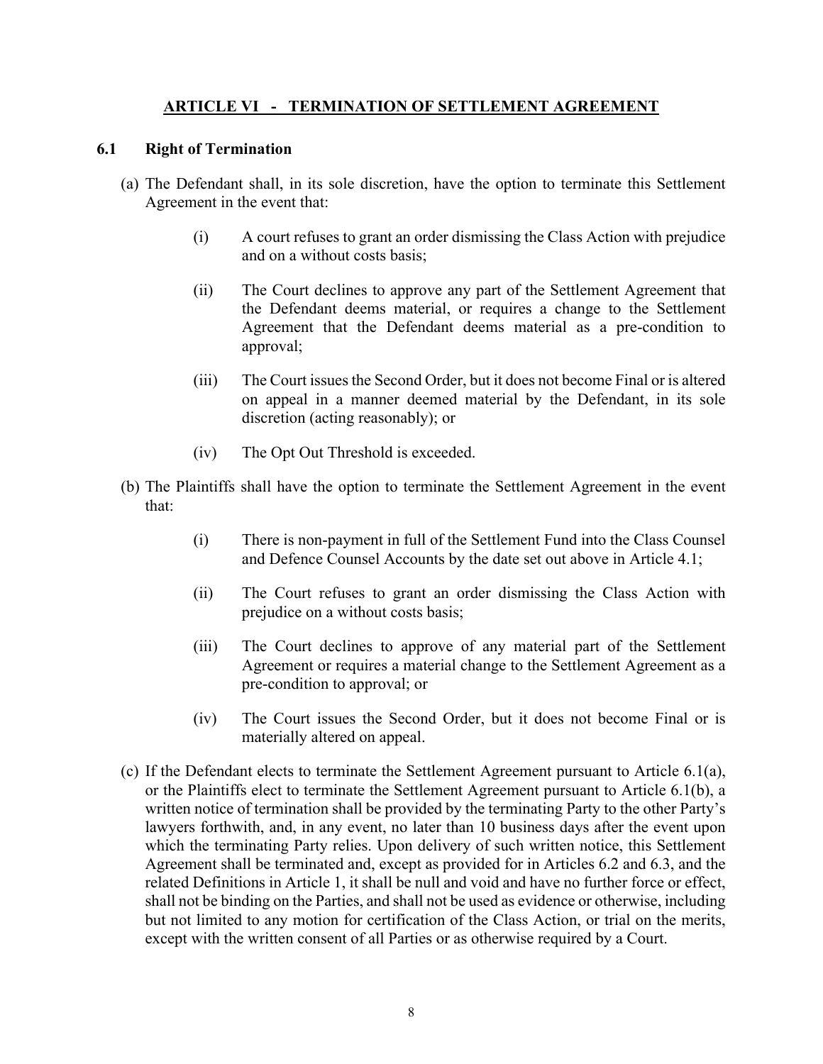## ARTICLE VI - TERMINATION OF SETTLEMENT AGREEMENT

### 6.1 Right of Termination

(a) The Defendant shall, in its sole discretion, have the option to terminate this Settlement Agreement in the event that:

> (i) A court refuses to grant an order dismissing the Class Action with prejudice and on a without costs basis;
>
> (ii) The Court declines to approve any part of the Settlement Agreement that the Defendant deems material, or requires a change to the Settlement Agreement that the Defendant deems material as a pre-condition to approval;
>
> (iii) The Court issues the Second Order, but it does not become Final or is altered on appeal in a manner deemed material by the Defendant, in its sole discretion (acting reasonably); or
>
> (iv) The Opt Out Threshold is exceeded.

(b) The Plaintiffs shall have the option to terminate the Settlement Agreement in the event that:

> (i) There is non-payment in full of the Settlement Fund into the Class Counsel and Defence Counsel Accounts by the date set out above in Article 4.1;
>
> (ii) The Court refuses to grant an order dismissing the Class Action with prejudice on a without costs basis;
>
> (iii) The Court declines to approve of any material part of the Settlement Agreement or requires a material change to the Settlement Agreement as a pre-condition to approval; or
>
> (iv) The Court issues the Second Order, but it does not become Final or is materially altered on appeal.

(c) If the Defendant elects to terminate the Settlement Agreement pursuant to Article 6.1(a), or the Plaintiffs elect to terminate the Settlement Agreement pursuant to Article 6.1(b), a written notice of termination shall be provided by the terminating Party to the other Party's lawyers forthwith, and, in any event, no later than 10 business days after the event upon which the terminating Party relies. Upon delivery of such written notice, this Settlement Agreement shall be terminated and, except as provided for in Articles 6.2 and 6.3, and the related Definitions in Article 1, it shall be null and void and have no further force or effect, shall not be binding on the Parties, and shall not be used as evidence or otherwise, including but not limited to any motion for certification of the Class Action, or trial on the merits, except with the written consent of all Parties or as otherwise required by a Court.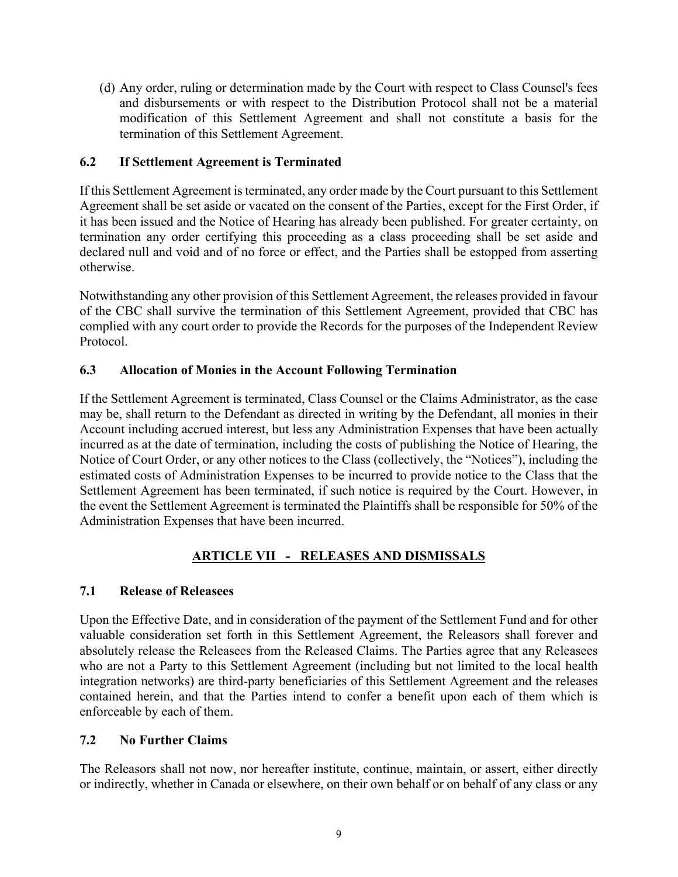(d) Any order, ruling or determination made by the Court with respect to Class Counsel's fees and disbursements or with respect to the Distribution Protocol shall not be a material modification of this Settlement Agreement and shall not constitute a basis for the termination of this Settlement Agreement.

### 6.2 If Settlement Agreement is Terminated

If this Settlement Agreement is terminated, any order made by the Court pursuant to this Settlement Agreement shall be set aside or vacated on the consent of the Parties, except for the First Order, if it has been issued and the Notice of Hearing has already been published. For greater certainty, on termination any order certifying this proceeding as a class proceeding shall be set aside and declared null and void and of no force or effect, and the Parties shall be estopped from asserting otherwise.

Notwithstanding any other provision of this Settlement Agreement, the releases provided in favour of the CBC shall survive the termination of this Settlement Agreement, provided that CBC has complied with any court order to provide the Records for the purposes of the Independent Review Protocol.

### 6.3 Allocation of Monies in the Account Following Termination

If the Settlement Agreement is terminated, Class Counsel or the Claims Administrator, as the case may be, shall return to the Defendant as directed in writing by the Defendant, all monies in their Account including accrued interest, but less any Administration Expenses that have been actually incurred as at the date of termination, including the costs of publishing the Notice of Hearing, the Notice of Court Order, or any other notices to the Class (collectively, the "Notices"), including the estimated costs of Administration Expenses to be incurred to provide notice to the Class that the Settlement Agreement has been terminated, if such notice is required by the Court. However, in the event the Settlement Agreement is terminated the Plaintiffs shall be responsible for 50% of the Administration Expenses that have been incurred.

## ARTICLE VII - RELEASES AND DISMISSALS

### 7.1 Release of Releasees

Upon the Effective Date, and in consideration of the payment of the Settlement Fund and for other valuable consideration set forth in this Settlement Agreement, the Releasors shall forever and absolutely release the Releasees from the Released Claims. The Parties agree that any Releasees who are not a Party to this Settlement Agreement (including but not limited to the local health integration networks) are third-party beneficiaries of this Settlement Agreement and the releases contained herein, and that the Parties intend to confer a benefit upon each of them which is enforceable by each of them.

### 7.2 No Further Claims

The Releasors shall not now, nor hereafter institute, continue, maintain, or assert, either directly or indirectly, whether in Canada or elsewhere, on their own behalf or on behalf of any class or any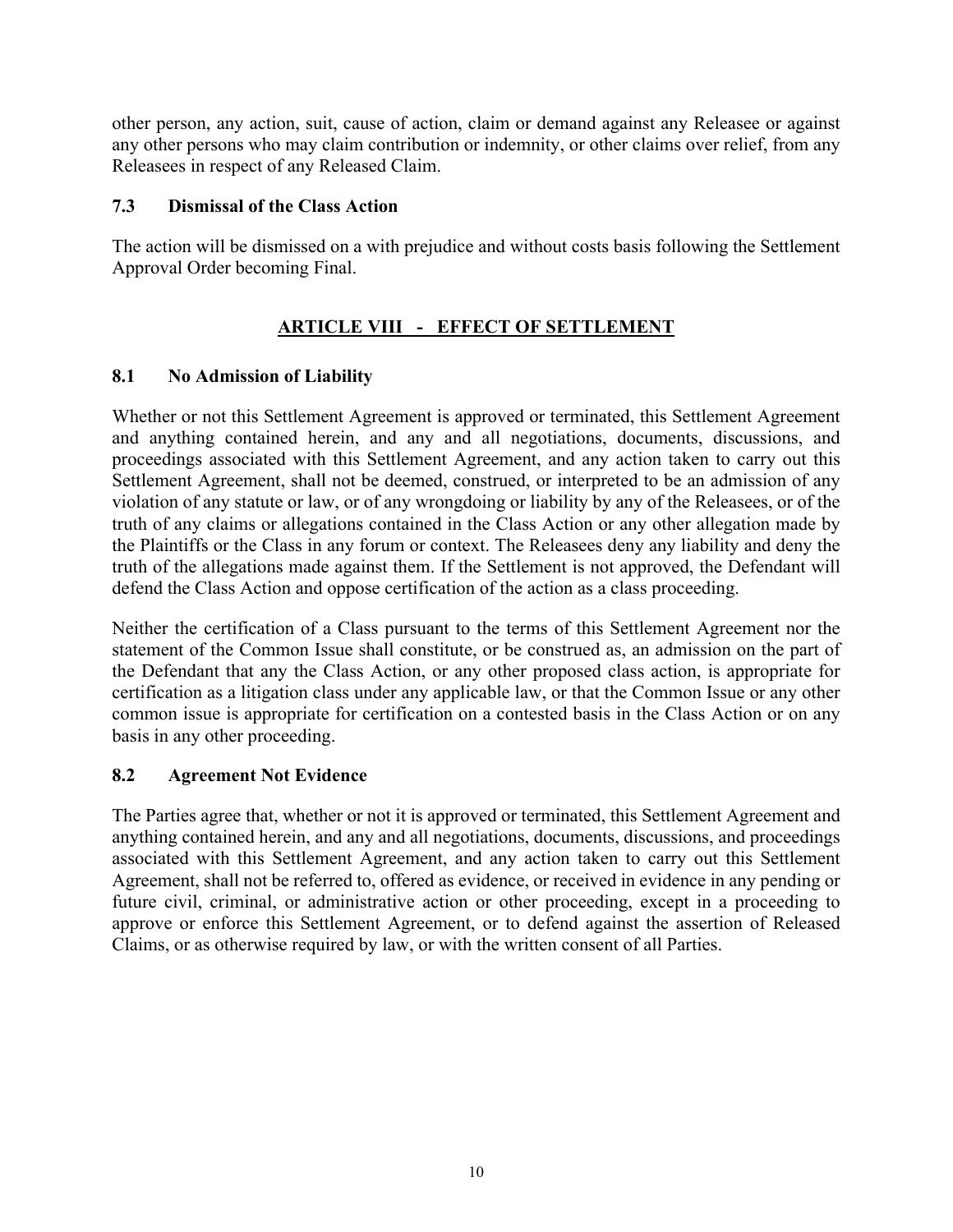other person, any action, suit, cause of action, claim or demand against any Releasee or against any other persons who may claim contribution or indemnity, or other claims over relief, from any Releasees in respect of any Released Claim.

### 7.3 Dismissal of the Class Action

The action will be dismissed on a with prejudice and without costs basis following the Settlement Approval Order becoming Final.

## ARTICLE VIII - EFFECT OF SETTLEMENT

### 8.1 No Admission of Liability

Whether or not this Settlement Agreement is approved or terminated, this Settlement Agreement and anything contained herein, and any and all negotiations, documents, discussions, and proceedings associated with this Settlement Agreement, and any action taken to carry out this Settlement Agreement, shall not be deemed, construed, or interpreted to be an admission of any violation of any statute or law, or of any wrongdoing or liability by any of the Releasees, or of the truth of any claims or allegations contained in the Class Action or any other allegation made by the Plaintiffs or the Class in any forum or context. The Releasees deny any liability and deny the truth of the allegations made against them. If the Settlement is not approved, the Defendant will defend the Class Action and oppose certification of the action as a class proceeding.

Neither the certification of a Class pursuant to the terms of this Settlement Agreement nor the statement of the Common Issue shall constitute, or be construed as, an admission on the part of the Defendant that any the Class Action, or any other proposed class action, is appropriate for certification as a litigation class under any applicable law, or that the Common Issue or any other common issue is appropriate for certification on a contested basis in the Class Action or on any basis in any other proceeding.

### 8.2 Agreement Not Evidence

The Parties agree that, whether or not it is approved or terminated, this Settlement Agreement and anything contained herein, and any and all negotiations, documents, discussions, and proceedings associated with this Settlement Agreement, and any action taken to carry out this Settlement Agreement, shall not be referred to, offered as evidence, or received in evidence in any pending or future civil, criminal, or administrative action or other proceeding, except in a proceeding to approve or enforce this Settlement Agreement, or to defend against the assertion of Released Claims, or as otherwise required by law, or with the written consent of all Parties.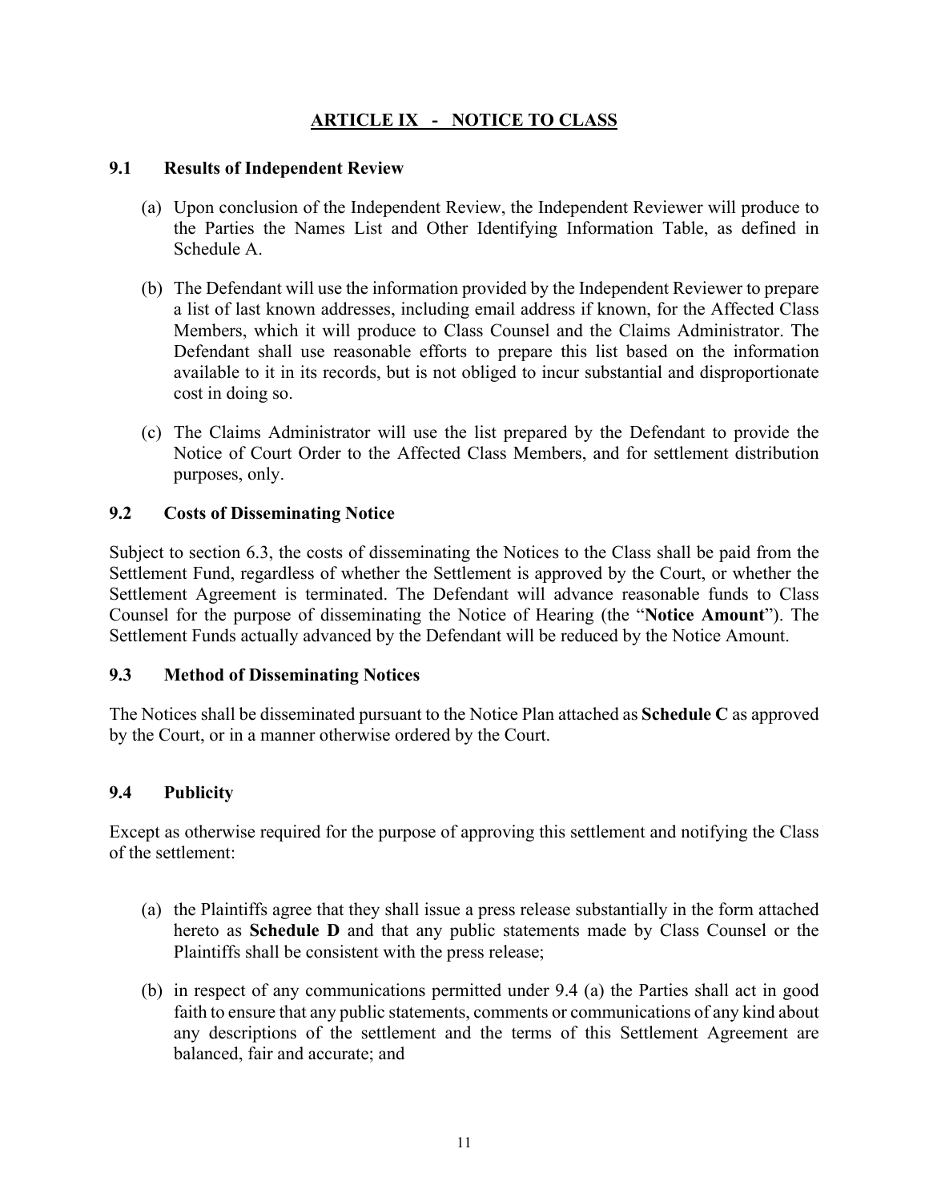## ARTICLE IX - NOTICE TO CLASS

### 9.1 Results of Independent Review

(a) Upon conclusion of the Independent Review, the Independent Reviewer will produce to the Parties the Names List and Other Identifying Information Table, as defined in Schedule A.

(b) The Defendant will use the information provided by the Independent Reviewer to prepare a list of last known addresses, including email address if known, for the Affected Class Members, which it will produce to Class Counsel and the Claims Administrator. The Defendant shall use reasonable efforts to prepare this list based on the information available to it in its records, but is not obliged to incur substantial and disproportionate cost in doing so.

(c) The Claims Administrator will use the list prepared by the Defendant to provide the Notice of Court Order to the Affected Class Members, and for settlement distribution purposes, only.

### 9.2 Costs of Disseminating Notice

Subject to section 6.3, the costs of disseminating the Notices to the Class shall be paid from the Settlement Fund, regardless of whether the Settlement is approved by the Court, or whether the Settlement Agreement is terminated. The Defendant will advance reasonable funds to Class Counsel for the purpose of disseminating the Notice of Hearing (the "**Notice Amount**"). The Settlement Funds actually advanced by the Defendant will be reduced by the Notice Amount.

### 9.3 Method of Disseminating Notices

The Notices shall be disseminated pursuant to the Notice Plan attached as **Schedule C** as approved by the Court, or in a manner otherwise ordered by the Court.

### 9.4 Publicity

Except as otherwise required for the purpose of approving this settlement and notifying the Class of the settlement:

(a) the Plaintiffs agree that they shall issue a press release substantially in the form attached hereto as **Schedule D** and that any public statements made by Class Counsel or the Plaintiffs shall be consistent with the press release;

(b) in respect of any communications permitted under 9.4 (a) the Parties shall act in good faith to ensure that any public statements, comments or communications of any kind about any descriptions of the settlement and the terms of this Settlement Agreement are balanced, fair and accurate; and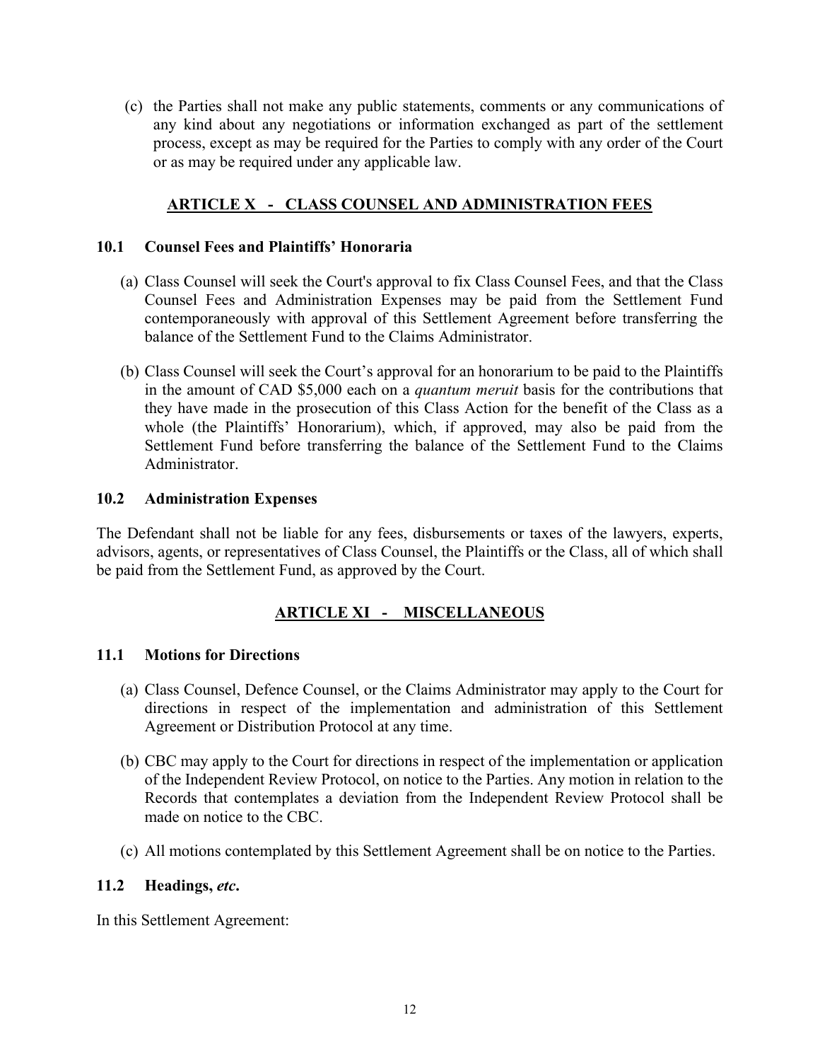(c) the Parties shall not make any public statements, comments or any communications of any kind about any negotiations or information exchanged as part of the settlement process, except as may be required for the Parties to comply with any order of the Court or as may be required under any applicable law.

## ARTICLE X - CLASS COUNSEL AND ADMINISTRATION FEES

### 10.1 Counsel Fees and Plaintiffs' Honoraria

(a) Class Counsel will seek the Court's approval to fix Class Counsel Fees, and that the Class Counsel Fees and Administration Expenses may be paid from the Settlement Fund contemporaneously with approval of this Settlement Agreement before transferring the balance of the Settlement Fund to the Claims Administrator.

(b) Class Counsel will seek the Court's approval for an honorarium to be paid to the Plaintiffs in the amount of CAD $5,000 each on a *quantum meruit* basis for the contributions that they have made in the prosecution of this Class Action for the benefit of the Class as a whole (the Plaintiffs' Honorarium), which, if approved, may also be paid from the Settlement Fund before transferring the balance of the Settlement Fund to the Claims Administrator.

### 10.2 Administration Expenses

The Defendant shall not be liable for any fees, disbursements or taxes of the lawyers, experts, advisors, agents, or representatives of Class Counsel, the Plaintiffs or the Class, all of which shall be paid from the Settlement Fund, as approved by the Court.

## ARTICLE XI - MISCELLANEOUS

### 11.1 Motions for Directions

(a) Class Counsel, Defence Counsel, or the Claims Administrator may apply to the Court for directions in respect of the implementation and administration of this Settlement Agreement or Distribution Protocol at any time.

(b) CBC may apply to the Court for directions in respect of the implementation or application of the Independent Review Protocol, on notice to the Parties. Any motion in relation to the Records that contemplates a deviation from the Independent Review Protocol shall be made on notice to the CBC.

(c) All motions contemplated by this Settlement Agreement shall be on notice to the Parties.

### 11.2 Headings, *etc.*

In this Settlement Agreement: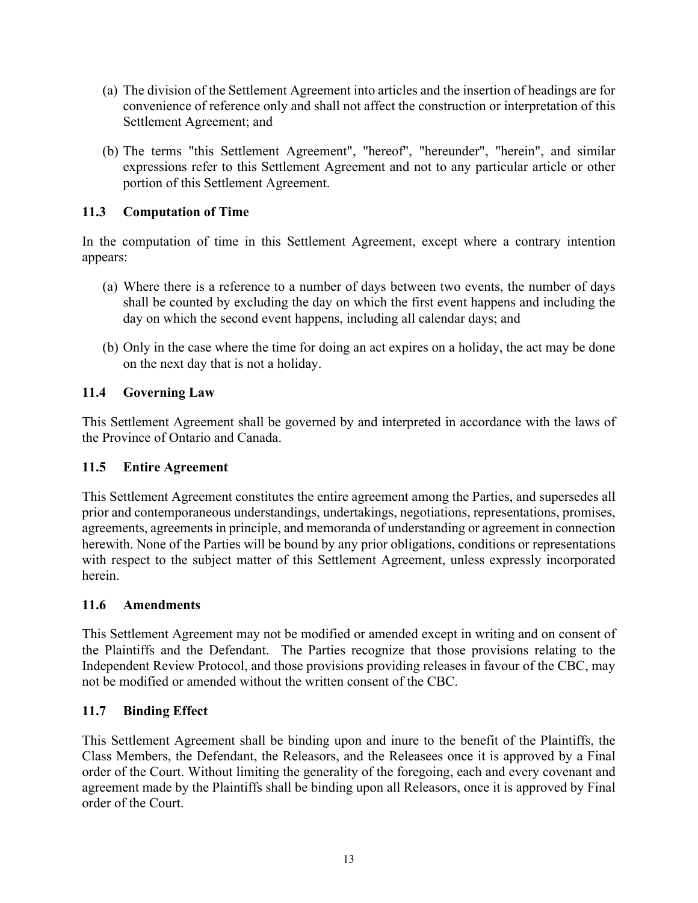(a) The division of the Settlement Agreement into articles and the insertion of headings are for convenience of reference only and shall not affect the construction or interpretation of this Settlement Agreement; and

(b) The terms "this Settlement Agreement", "hereof", "hereunder", "herein", and similar expressions refer to this Settlement Agreement and not to any particular article or other portion of this Settlement Agreement.

### 11.3 Computation of Time

In the computation of time in this Settlement Agreement, except where a contrary intention appears:

(a) Where there is a reference to a number of days between two events, the number of days shall be counted by excluding the day on which the first event happens and including the day on which the second event happens, including all calendar days; and

(b) Only in the case where the time for doing an act expires on a holiday, the act may be done on the next day that is not a holiday.

### 11.4 Governing Law

This Settlement Agreement shall be governed by and interpreted in accordance with the laws of the Province of Ontario and Canada.

### 11.5 Entire Agreement

This Settlement Agreement constitutes the entire agreement among the Parties, and supersedes all prior and contemporaneous understandings, undertakings, negotiations, representations, promises, agreements, agreements in principle, and memoranda of understanding or agreement in connection herewith. None of the Parties will be bound by any prior obligations, conditions or representations with respect to the subject matter of this Settlement Agreement, unless expressly incorporated herein.

### 11.6 Amendments

This Settlement Agreement may not be modified or amended except in writing and on consent of the Plaintiffs and the Defendant. The Parties recognize that those provisions relating to the Independent Review Protocol, and those provisions providing releases in favour of the CBC, may not be modified or amended without the written consent of the CBC.

### 11.7 Binding Effect

This Settlement Agreement shall be binding upon and inure to the benefit of the Plaintiffs, the Class Members, the Defendant, the Releasors, and the Releasees once it is approved by a Final order of the Court. Without limiting the generality of the foregoing, each and every covenant and agreement made by the Plaintiffs shall be binding upon all Releasors, once it is approved by Final order of the Court.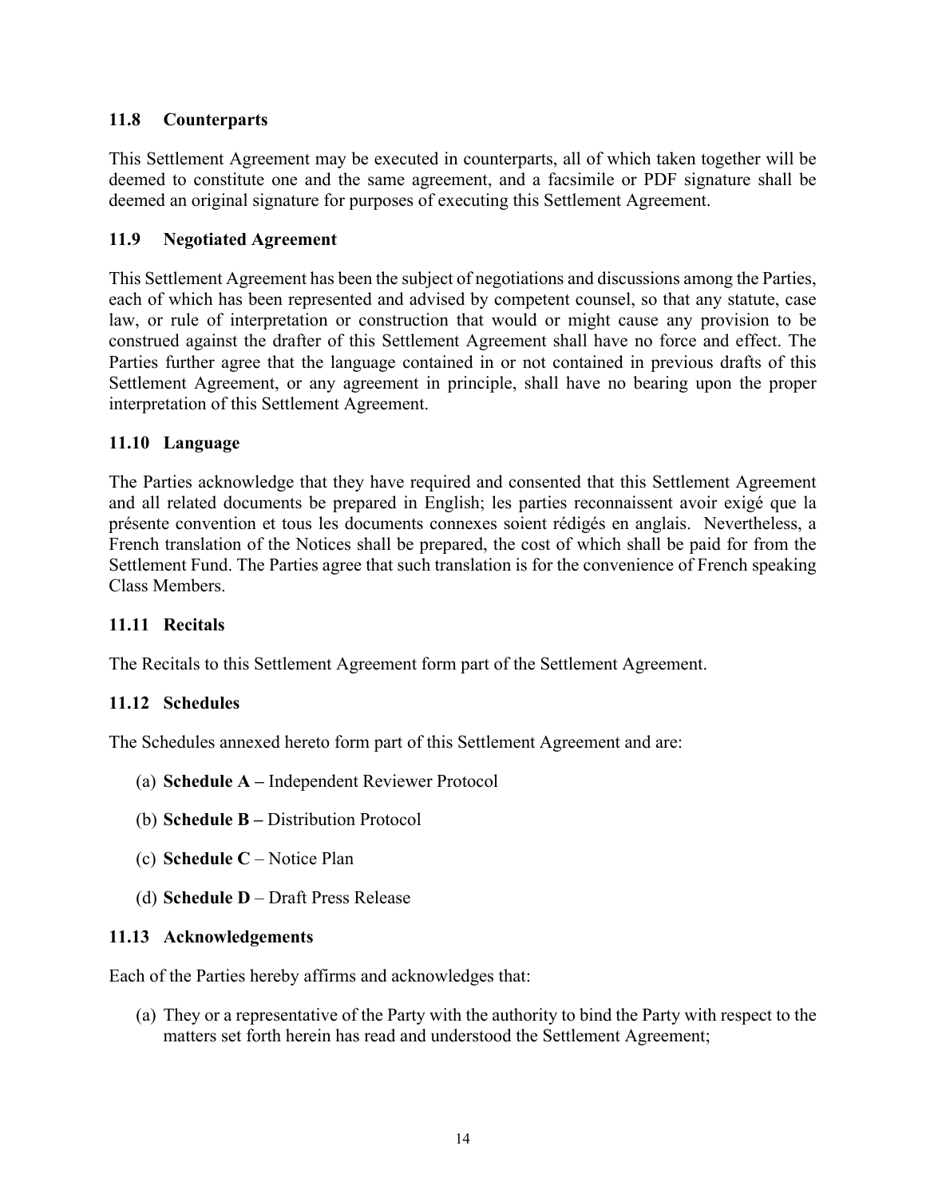### 11.8 Counterparts

This Settlement Agreement may be executed in counterparts, all of which taken together will be deemed to constitute one and the same agreement, and a facsimile or PDF signature shall be deemed an original signature for purposes of executing this Settlement Agreement.

### 11.9 Negotiated Agreement

This Settlement Agreement has been the subject of negotiations and discussions among the Parties, each of which has been represented and advised by competent counsel, so that any statute, case law, or rule of interpretation or construction that would or might cause any provision to be construed against the drafter of this Settlement Agreement shall have no force and effect. The Parties further agree that the language contained in or not contained in previous drafts of this Settlement Agreement, or any agreement in principle, shall have no bearing upon the proper interpretation of this Settlement Agreement.

### 11.10 Language

The Parties acknowledge that they have required and consented that this Settlement Agreement and all related documents be prepared in English; les parties reconnaissent avoir exigé que la présente convention et tous les documents connexes soient rédigés en anglais. Nevertheless, a French translation of the Notices shall be prepared, the cost of which shall be paid for from the Settlement Fund. The Parties agree that such translation is for the convenience of French speaking Class Members.

### 11.11 Recitals

The Recitals to this Settlement Agreement form part of the Settlement Agreement.

### 11.12 Schedules

The Schedules annexed hereto form part of this Settlement Agreement and are:

(a) **Schedule A –** Independent Reviewer Protocol

(b) **Schedule B –** Distribution Protocol

(c) **Schedule C** – Notice Plan

(d) **Schedule D** – Draft Press Release

### 11.13 Acknowledgements

Each of the Parties hereby affirms and acknowledges that:

(a) They or a representative of the Party with the authority to bind the Party with respect to the matters set forth herein has read and understood the Settlement Agreement;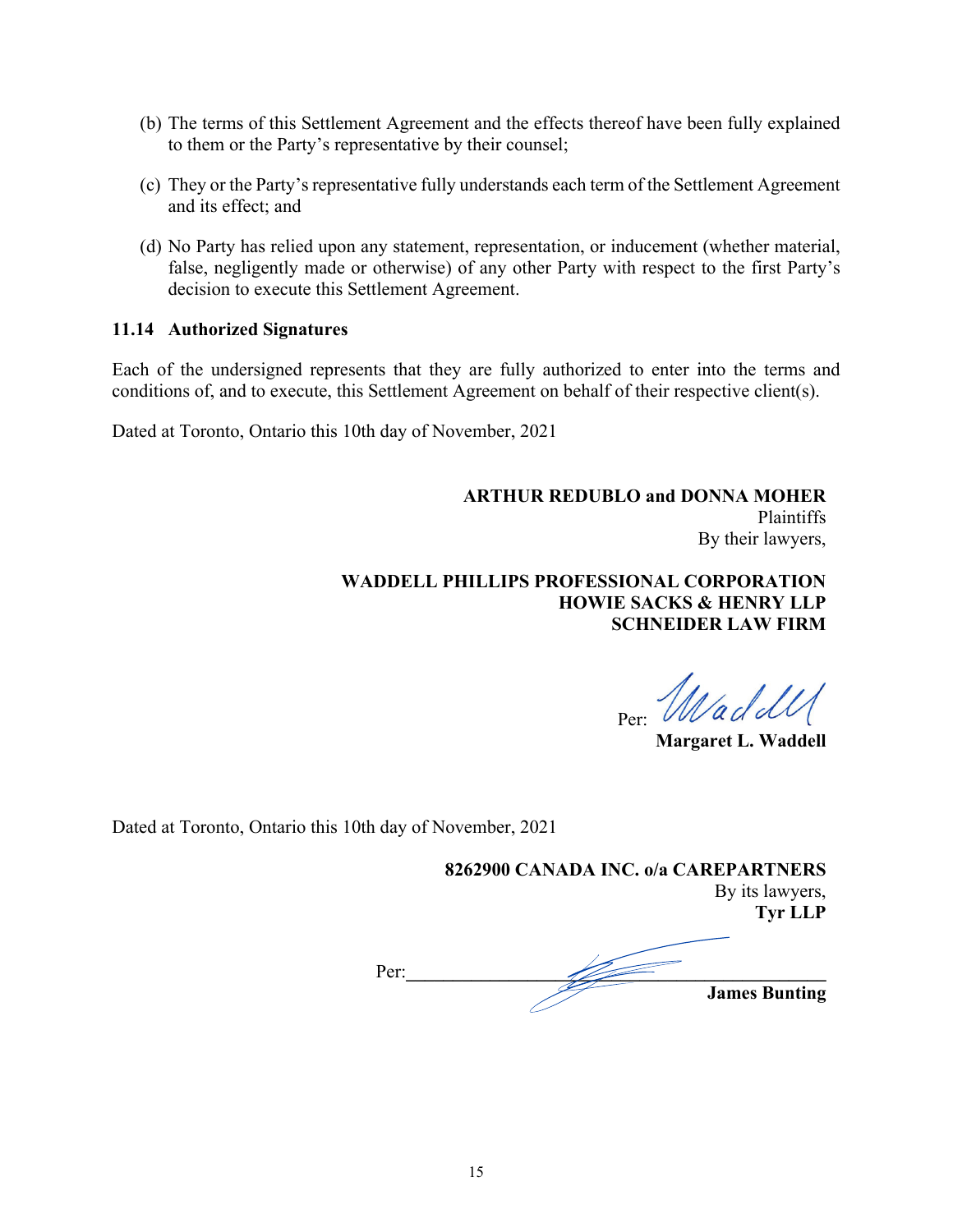(b) The terms of this Settlement Agreement and the effects thereof have been fully explained to them or the Party's representative by their counsel;

(c) They or the Party's representative fully understands each term of the Settlement Agreement and its effect; and

(d) No Party has relied upon any statement, representation, or inducement (whether material, false, negligently made or otherwise) of any other Party with respect to the first Party's decision to execute this Settlement Agreement.

### 11.14 Authorized Signatures

Each of the undersigned represents that they are fully authorized to enter into the terms and conditions of, and to execute, this Settlement Agreement on behalf of their respective client(s).

Dated at Toronto, Ontario this 10th day of November, 2021

**ARTHUR REDUBLO and DONNA MOHER**
Plaintiffs
By their lawyers,

**WADDELL PHILLIPS PROFESSIONAL CORPORATION**
**HOWIE SACKS & HENRY LLP**
**SCHNEIDER LAW FIRM**

Per: Waddell
**Margaret L. Waddell**

Dated at Toronto, Ontario this 10th day of November, 2021

**8262900 CANADA INC. o/a CAREPARTNERS**
By its lawyers,
**Tyr LLP**

Per:\_\_\_\_\_\_\_\_\_\_\_\_\_\_\_\_\_\_\_\_\_\_\_\_\_\_\_\_\_\_\_\_
**James Bunting**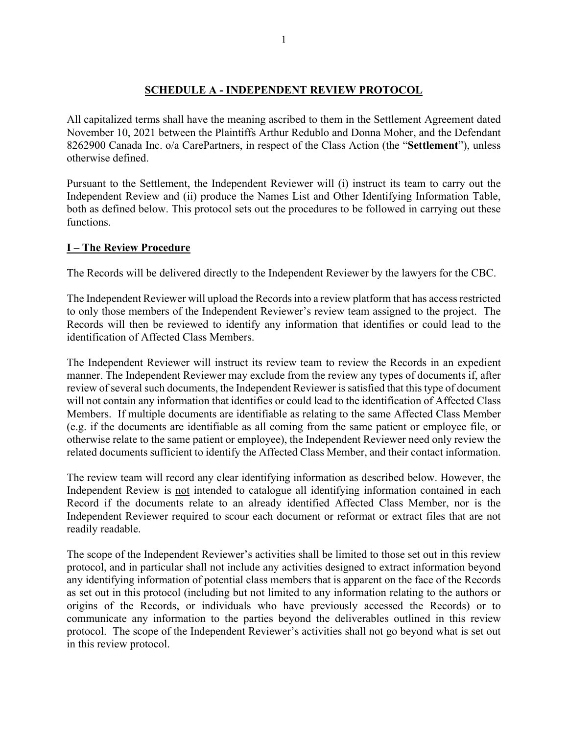## SCHEDULE A - INDEPENDENT REVIEW PROTOCOL

All capitalized terms shall have the meaning ascribed to them in the Settlement Agreement dated November 10, 2021 between the Plaintiffs Arthur Redublo and Donna Moher, and the Defendant 8262900 Canada Inc. o/a CarePartners, in respect of the Class Action (the "**Settlement**"), unless otherwise defined.

Pursuant to the Settlement, the Independent Reviewer will (i) instruct its team to carry out the Independent Review and (ii) produce the Names List and Other Identifying Information Table, both as defined below. This protocol sets out the procedures to be followed in carrying out these functions.

### I – The Review Procedure

The Records will be delivered directly to the Independent Reviewer by the lawyers for the CBC.

The Independent Reviewer will upload the Records into a review platform that has access restricted to only those members of the Independent Reviewer's review team assigned to the project. The Records will then be reviewed to identify any information that identifies or could lead to the identification of Affected Class Members.

The Independent Reviewer will instruct its review team to review the Records in an expedient manner. The Independent Reviewer may exclude from the review any types of documents if, after review of several such documents, the Independent Reviewer is satisfied that this type of document will not contain any information that identifies or could lead to the identification of Affected Class Members. If multiple documents are identifiable as relating to the same Affected Class Member (e.g. if the documents are identifiable as all coming from the same patient or employee file, or otherwise relate to the same patient or employee), the Independent Reviewer need only review the related documents sufficient to identify the Affected Class Member, and their contact information.

The review team will record any clear identifying information as described below. However, the Independent Review is not intended to catalogue all identifying information contained in each Record if the documents relate to an already identified Affected Class Member, nor is the Independent Reviewer required to scour each document or reformat or extract files that are not readily readable.

The scope of the Independent Reviewer's activities shall be limited to those set out in this review protocol, and in particular shall not include any activities designed to extract information beyond any identifying information of potential class members that is apparent on the face of the Records as set out in this protocol (including but not limited to any information relating to the authors or origins of the Records, or individuals who have previously accessed the Records) or to communicate any information to the parties beyond the deliverables outlined in this review protocol. The scope of the Independent Reviewer's activities shall not go beyond what is set out in this review protocol.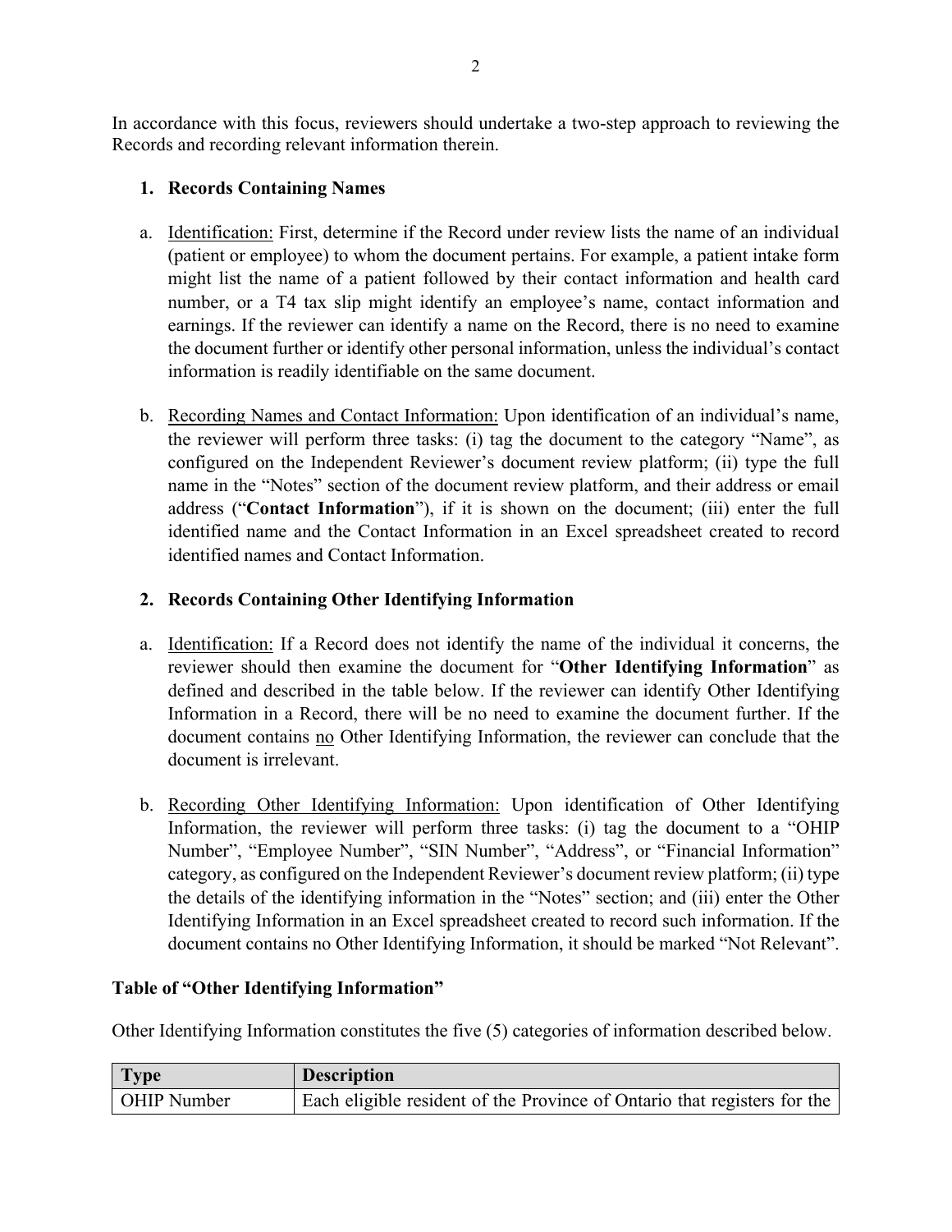In accordance with this focus, reviewers should undertake a two-step approach to reviewing the Records and recording relevant information therein.

1. **Records Containing Names**

   a. Identification: First, determine if the Record under review lists the name of an individual (patient or employee) to whom the document pertains. For example, a patient intake form might list the name of a patient followed by their contact information and health card number, or a T4 tax slip might identify an employee's name, contact information and earnings. If the reviewer can identify a name on the Record, there is no need to examine the document further or identify other personal information, unless the individual's contact information is readily identifiable on the same document.

   b. Recording Names and Contact Information: Upon identification of an individual's name, the reviewer will perform three tasks: (i) tag the document to the category "Name", as configured on the Independent Reviewer's document review platform; (ii) type the full name in the "Notes" section of the document review platform, and their address or email address ("**Contact Information**"), if it is shown on the document; (iii) enter the full identified name and the Contact Information in an Excel spreadsheet created to record identified names and Contact Information.

2. **Records Containing Other Identifying Information**

   a. Identification: If a Record does not identify the name of the individual it concerns, the reviewer should then examine the document for "**Other Identifying Information**" as defined and described in the table below. If the reviewer can identify Other Identifying Information in a Record, there will be no need to examine the document further. If the document contains no Other Identifying Information, the reviewer can conclude that the document is irrelevant.

   b. Recording Other Identifying Information: Upon identification of Other Identifying Information, the reviewer will perform three tasks: (i) tag the document to a "OHIP Number", "Employee Number", "SIN Number", "Address", or "Financial Information" category, as configured on the Independent Reviewer's document review platform; (ii) type the details of the identifying information in the "Notes" section; and (iii) enter the Other Identifying Information in an Excel spreadsheet created to record such information. If the document contains no Other Identifying Information, it should be marked "Not Relevant".

**Table of "Other Identifying Information"**

Other Identifying Information constitutes the five (5) categories of information described below.

| Type | Description |
|---|---|
| OHIP Number | Each eligible resident of the Province of Ontario that registers for the |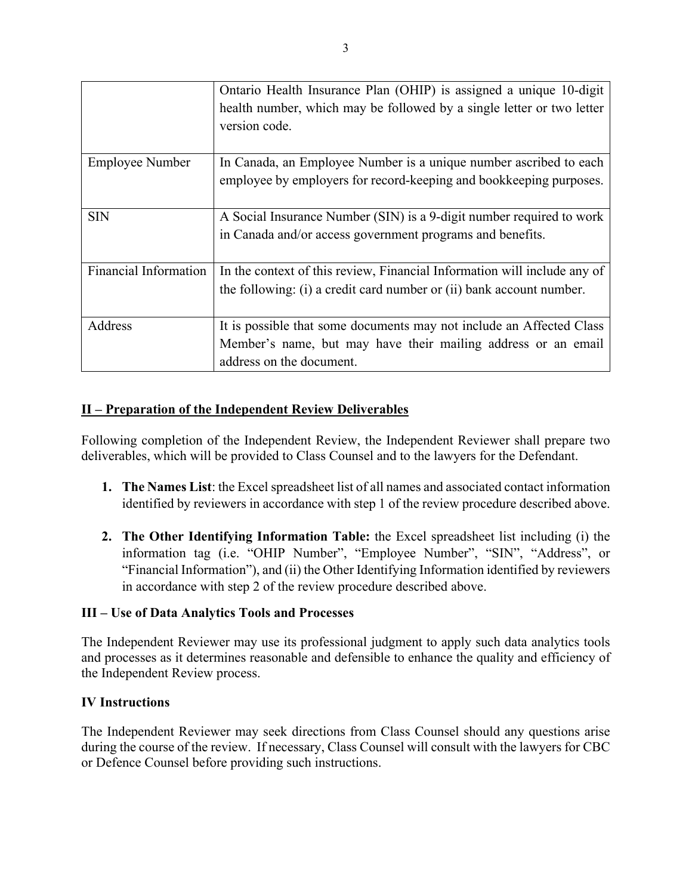| | |
|---|---|
| | Ontario Health Insurance Plan (OHIP) is assigned a unique 10-digit health number, which may be followed by a single letter or two letter version code. |
| Employee Number | In Canada, an Employee Number is a unique number ascribed to each employee by employers for record-keeping and bookkeeping purposes. |
| SIN | A Social Insurance Number (SIN) is a 9-digit number required to work in Canada and/or access government programs and benefits. |
| Financial Information | In the context of this review, Financial Information will include any of the following: (i) a credit card number or (ii) bank account number. |
| Address | It is possible that some documents may not include an Affected Class Member's name, but may have their mailing address or an email address on the document. |

## II – Preparation of the Independent Review Deliverables

Following completion of the Independent Review, the Independent Reviewer shall prepare two deliverables, which will be provided to Class Counsel and to the lawyers for the Defendant.

1. **The Names List**: the Excel spreadsheet list of all names and associated contact information identified by reviewers in accordance with step 1 of the review procedure described above.

2. **The Other Identifying Information Table:** the Excel spreadsheet list including (i) the information tag (i.e. "OHIP Number", "Employee Number", "SIN", "Address", or "Financial Information"), and (ii) the Other Identifying Information identified by reviewers in accordance with step 2 of the review procedure described above.

## III – Use of Data Analytics Tools and Processes

The Independent Reviewer may use its professional judgment to apply such data analytics tools and processes as it determines reasonable and defensible to enhance the quality and efficiency of the Independent Review process.

## IV Instructions

The Independent Reviewer may seek directions from Class Counsel should any questions arise during the course of the review. If necessary, Class Counsel will consult with the lawyers for CBC or Defence Counsel before providing such instructions.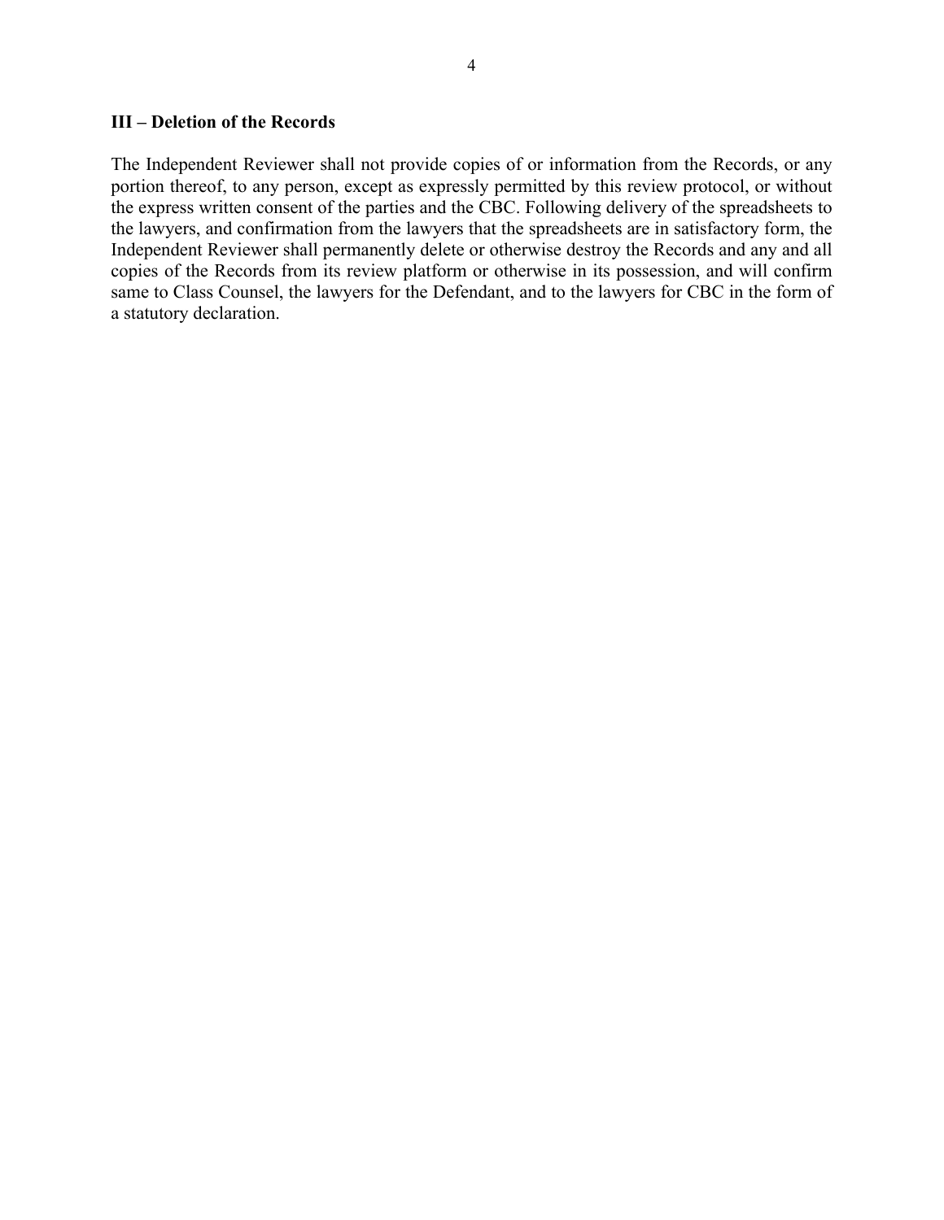### III – Deletion of the Records

The Independent Reviewer shall not provide copies of or information from the Records, or any portion thereof, to any person, except as expressly permitted by this review protocol, or without the express written consent of the parties and the CBC. Following delivery of the spreadsheets to the lawyers, and confirmation from the lawyers that the spreadsheets are in satisfactory form, the Independent Reviewer shall permanently delete or otherwise destroy the Records and any and all copies of the Records from its review platform or otherwise in its possession, and will confirm same to Class Counsel, the lawyers for the Defendant, and to the lawyers for CBC in the form of a statutory declaration.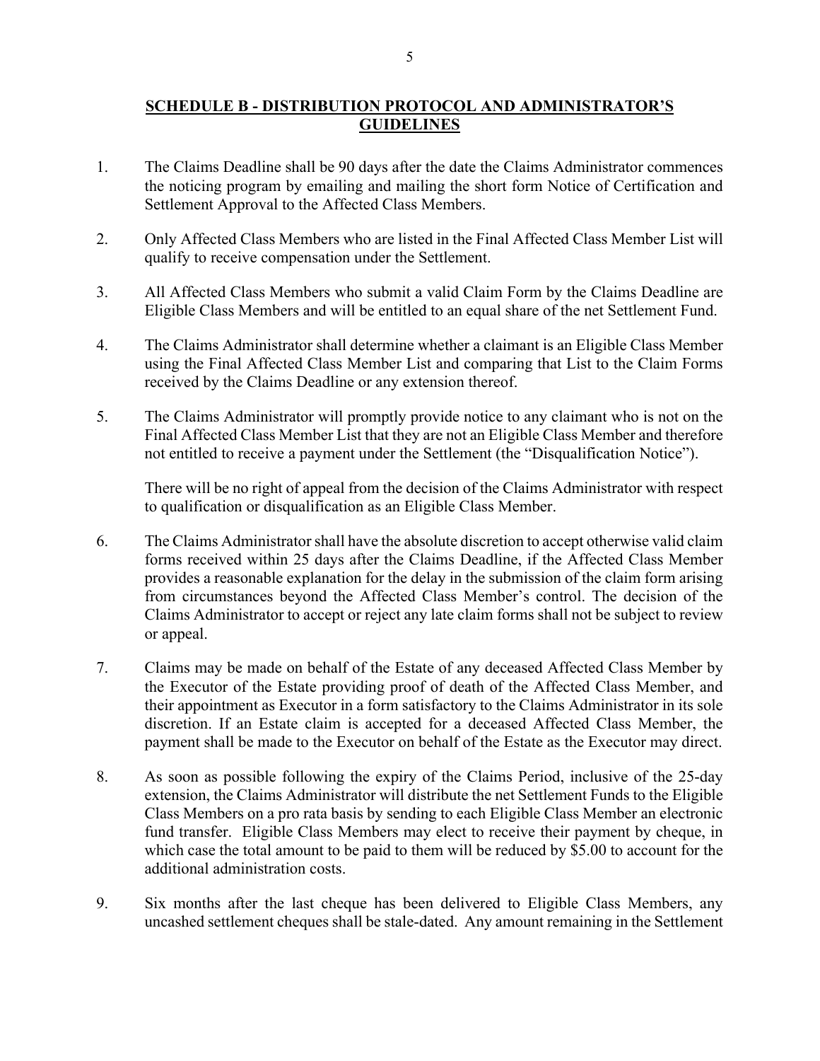## SCHEDULE B - DISTRIBUTION PROTOCOL AND ADMINISTRATOR'S GUIDELINES

1. The Claims Deadline shall be 90 days after the date the Claims Administrator commences the noticing program by emailing and mailing the short form Notice of Certification and Settlement Approval to the Affected Class Members.

2. Only Affected Class Members who are listed in the Final Affected Class Member List will qualify to receive compensation under the Settlement.

3. All Affected Class Members who submit a valid Claim Form by the Claims Deadline are Eligible Class Members and will be entitled to an equal share of the net Settlement Fund.

4. The Claims Administrator shall determine whether a claimant is an Eligible Class Member using the Final Affected Class Member List and comparing that List to the Claim Forms received by the Claims Deadline or any extension thereof.

5. The Claims Administrator will promptly provide notice to any claimant who is not on the Final Affected Class Member List that they are not an Eligible Class Member and therefore not entitled to receive a payment under the Settlement (the "Disqualification Notice").

   There will be no right of appeal from the decision of the Claims Administrator with respect to qualification or disqualification as an Eligible Class Member.

6. The Claims Administrator shall have the absolute discretion to accept otherwise valid claim forms received within 25 days after the Claims Deadline, if the Affected Class Member provides a reasonable explanation for the delay in the submission of the claim form arising from circumstances beyond the Affected Class Member's control. The decision of the Claims Administrator to accept or reject any late claim forms shall not be subject to review or appeal.

7. Claims may be made on behalf of the Estate of any deceased Affected Class Member by the Executor of the Estate providing proof of death of the Affected Class Member, and their appointment as Executor in a form satisfactory to the Claims Administrator in its sole discretion. If an Estate claim is accepted for a deceased Affected Class Member, the payment shall be made to the Executor on behalf of the Estate as the Executor may direct.

8. As soon as possible following the expiry of the Claims Period, inclusive of the 25-day extension, the Claims Administrator will distribute the net Settlement Funds to the Eligible Class Members on a pro rata basis by sending to each Eligible Class Member an electronic fund transfer. Eligible Class Members may elect to receive their payment by cheque, in which case the total amount to be paid to them will be reduced by $5.00 to account for the additional administration costs.

9. Six months after the last cheque has been delivered to Eligible Class Members, any uncashed settlement cheques shall be stale-dated. Any amount remaining in the Settlement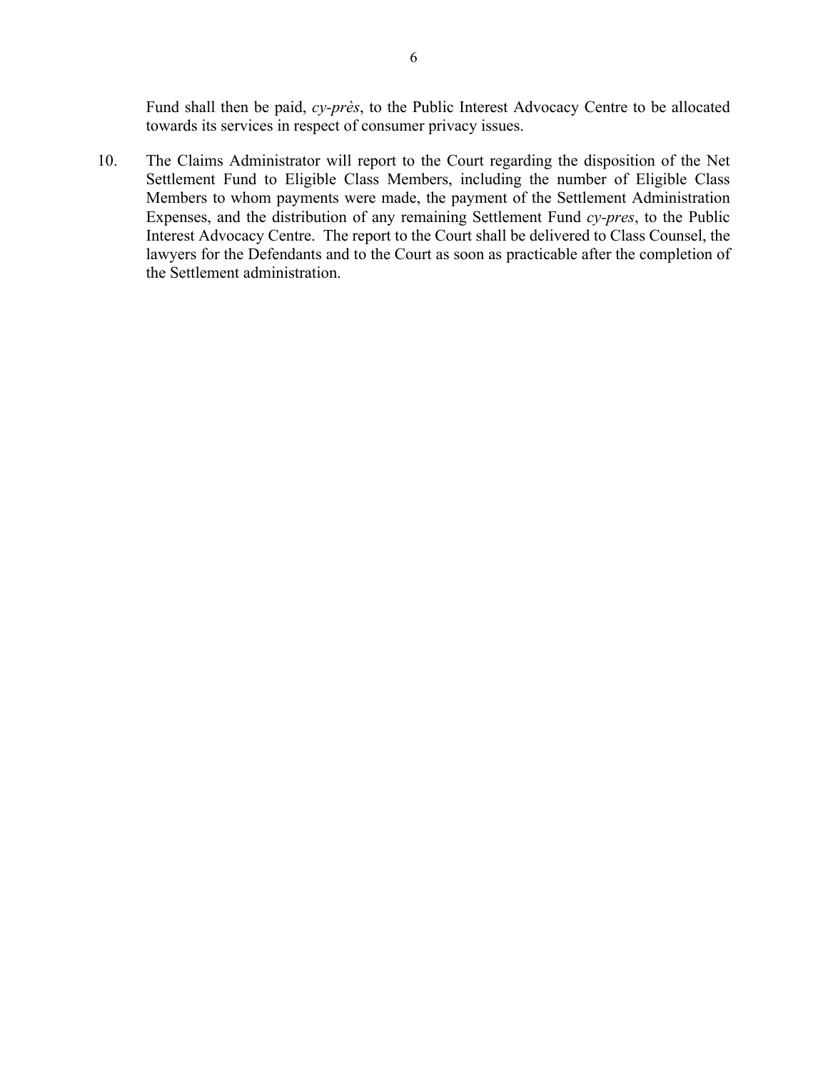Fund shall then be paid, *cy-près*, to the Public Interest Advocacy Centre to be allocated towards its services in respect of consumer privacy issues.

10. The Claims Administrator will report to the Court regarding the disposition of the Net Settlement Fund to Eligible Class Members, including the number of Eligible Class Members to whom payments were made, the payment of the Settlement Administration Expenses, and the distribution of any remaining Settlement Fund *cy-pres*, to the Public Interest Advocacy Centre. The report to the Court shall be delivered to Class Counsel, the lawyers for the Defendants and to the Court as soon as practicable after the completion of the Settlement administration.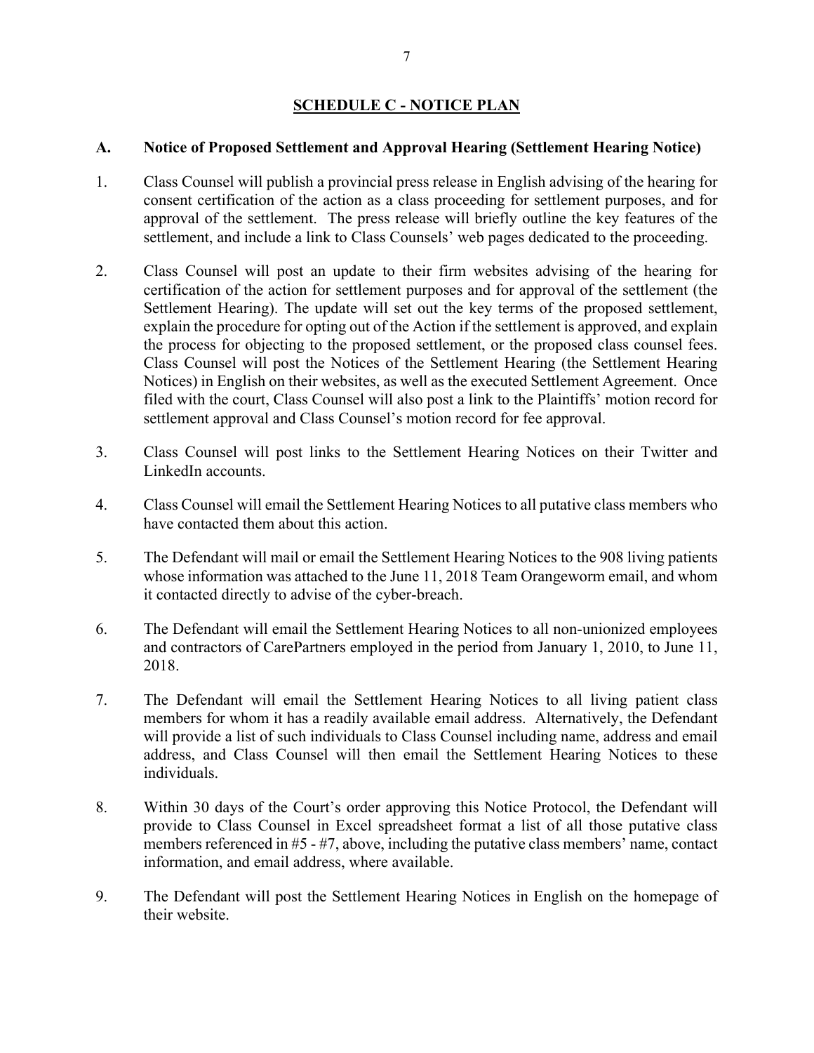## SCHEDULE C - NOTICE PLAN

### A. Notice of Proposed Settlement and Approval Hearing (Settlement Hearing Notice)

1. Class Counsel will publish a provincial press release in English advising of the hearing for consent certification of the action as a class proceeding for settlement purposes, and for approval of the settlement. The press release will briefly outline the key features of the settlement, and include a link to Class Counsels' web pages dedicated to the proceeding.

2. Class Counsel will post an update to their firm websites advising of the hearing for certification of the action for settlement purposes and for approval of the settlement (the Settlement Hearing). The update will set out the key terms of the proposed settlement, explain the procedure for opting out of the Action if the settlement is approved, and explain the process for objecting to the proposed settlement, or the proposed class counsel fees. Class Counsel will post the Notices of the Settlement Hearing (the Settlement Hearing Notices) in English on their websites, as well as the executed Settlement Agreement. Once filed with the court, Class Counsel will also post a link to the Plaintiffs' motion record for settlement approval and Class Counsel's motion record for fee approval.

3. Class Counsel will post links to the Settlement Hearing Notices on their Twitter and LinkedIn accounts.

4. Class Counsel will email the Settlement Hearing Notices to all putative class members who have contacted them about this action.

5. The Defendant will mail or email the Settlement Hearing Notices to the 908 living patients whose information was attached to the June 11, 2018 Team Orangeworm email, and whom it contacted directly to advise of the cyber-breach.

6. The Defendant will email the Settlement Hearing Notices to all non-unionized employees and contractors of CarePartners employed in the period from January 1, 2010, to June 11, 2018.

7. The Defendant will email the Settlement Hearing Notices to all living patient class members for whom it has a readily available email address. Alternatively, the Defendant will provide a list of such individuals to Class Counsel including name, address and email address, and Class Counsel will then email the Settlement Hearing Notices to these individuals.

8. Within 30 days of the Court's order approving this Notice Protocol, the Defendant will provide to Class Counsel in Excel spreadsheet format a list of all those putative class members referenced in #5 - #7, above, including the putative class members' name, contact information, and email address, where available.

9. The Defendant will post the Settlement Hearing Notices in English on the homepage of their website.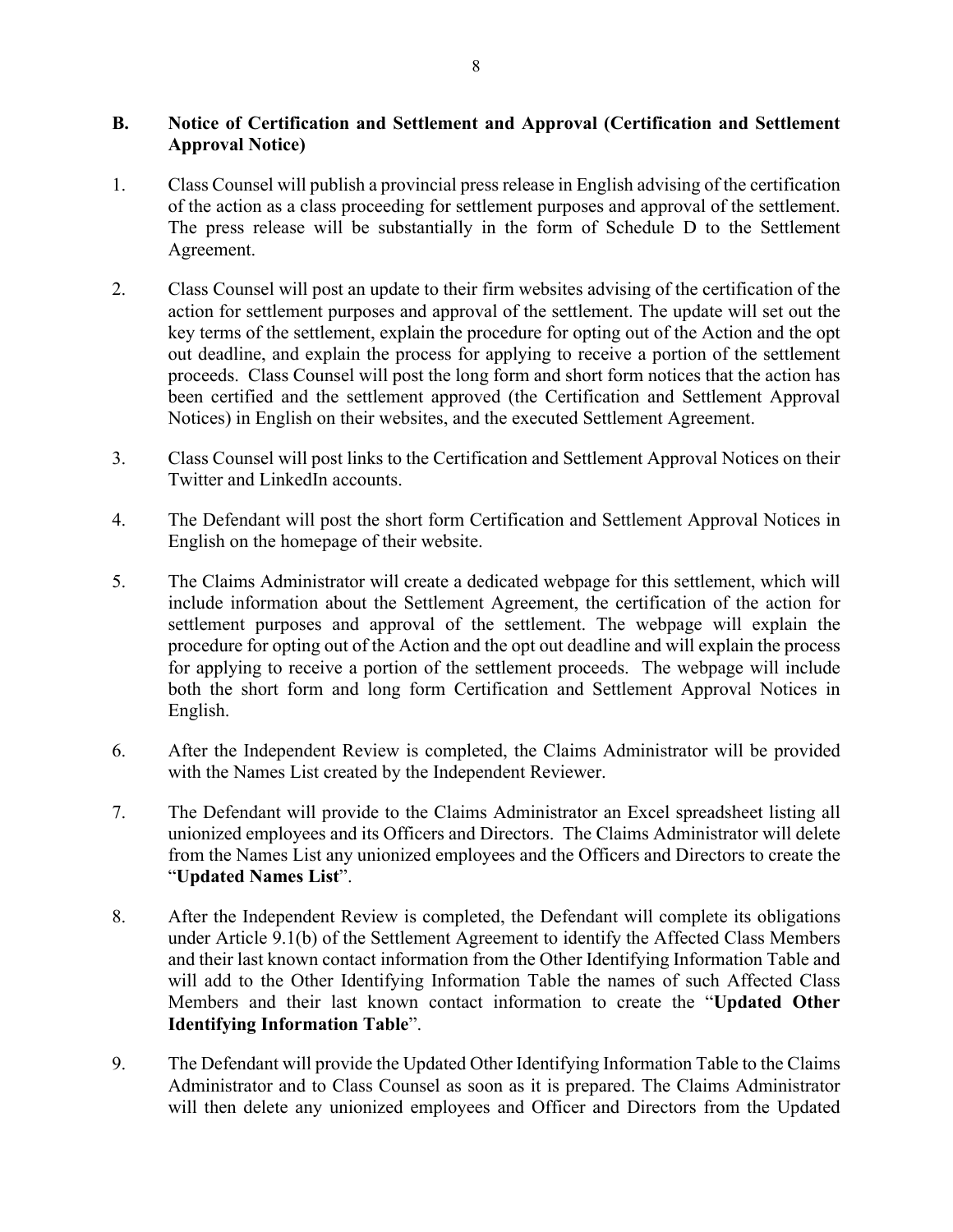## B. Notice of Certification and Settlement and Approval (Certification and Settlement Approval Notice)

1. Class Counsel will publish a provincial press release in English advising of the certification of the action as a class proceeding for settlement purposes and approval of the settlement. The press release will be substantially in the form of Schedule D to the Settlement Agreement.

2. Class Counsel will post an update to their firm websites advising of the certification of the action for settlement purposes and approval of the settlement. The update will set out the key terms of the settlement, explain the procedure for opting out of the Action and the opt out deadline, and explain the process for applying to receive a portion of the settlement proceeds. Class Counsel will post the long form and short form notices that the action has been certified and the settlement approved (the Certification and Settlement Approval Notices) in English on their websites, and the executed Settlement Agreement.

3. Class Counsel will post links to the Certification and Settlement Approval Notices on their Twitter and LinkedIn accounts.

4. The Defendant will post the short form Certification and Settlement Approval Notices in English on the homepage of their website.

5. The Claims Administrator will create a dedicated webpage for this settlement, which will include information about the Settlement Agreement, the certification of the action for settlement purposes and approval of the settlement. The webpage will explain the procedure for opting out of the Action and the opt out deadline and will explain the process for applying to receive a portion of the settlement proceeds. The webpage will include both the short form and long form Certification and Settlement Approval Notices in English.

6. After the Independent Review is completed, the Claims Administrator will be provided with the Names List created by the Independent Reviewer.

7. The Defendant will provide to the Claims Administrator an Excel spreadsheet listing all unionized employees and its Officers and Directors. The Claims Administrator will delete from the Names List any unionized employees and the Officers and Directors to create the "**Updated Names List**".

8. After the Independent Review is completed, the Defendant will complete its obligations under Article 9.1(b) of the Settlement Agreement to identify the Affected Class Members and their last known contact information from the Other Identifying Information Table and will add to the Other Identifying Information Table the names of such Affected Class Members and their last known contact information to create the "**Updated Other Identifying Information Table**".

9. The Defendant will provide the Updated Other Identifying Information Table to the Claims Administrator and to Class Counsel as soon as it is prepared. The Claims Administrator will then delete any unionized employees and Officer and Directors from the Updated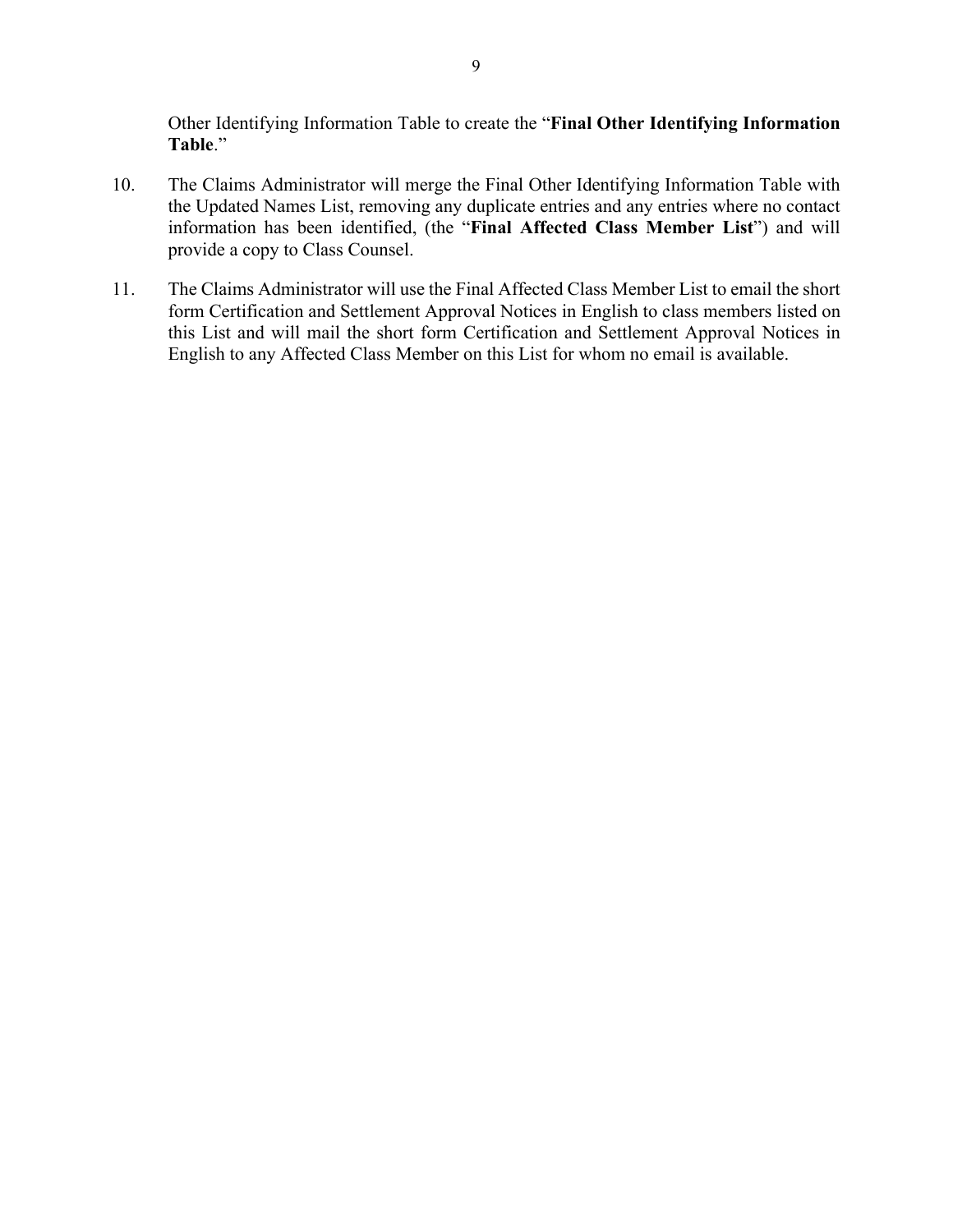Other Identifying Information Table to create the "**Final Other Identifying Information Table**."

10. The Claims Administrator will merge the Final Other Identifying Information Table with the Updated Names List, removing any duplicate entries and any entries where no contact information has been identified, (the "**Final Affected Class Member List**") and will provide a copy to Class Counsel.

11. The Claims Administrator will use the Final Affected Class Member List to email the short form Certification and Settlement Approval Notices in English to class members listed on this List and will mail the short form Certification and Settlement Approval Notices in English to any Affected Class Member on this List for whom no email is available.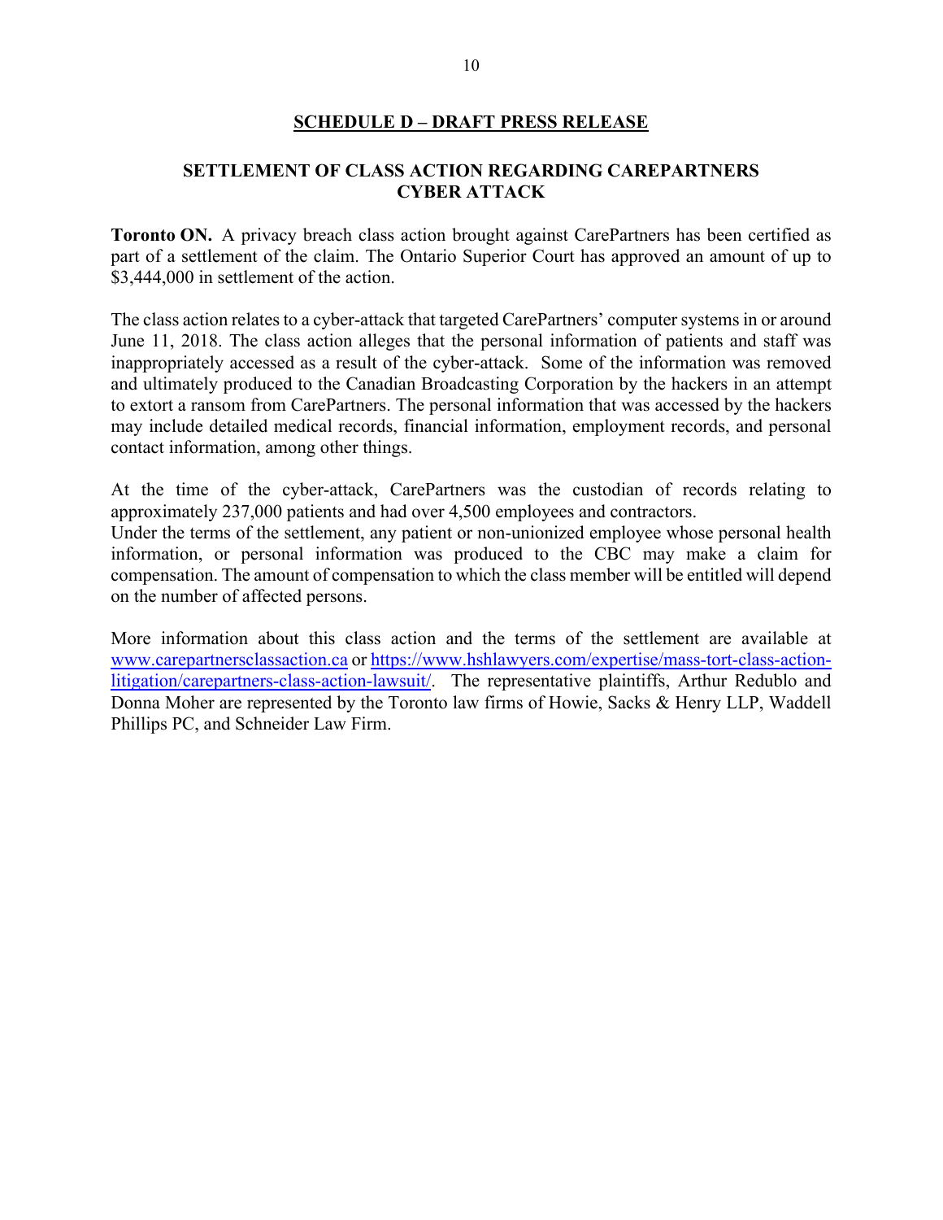## SCHEDULE D – DRAFT PRESS RELEASE

### SETTLEMENT OF CLASS ACTION REGARDING CAREPARTNERS CYBER ATTACK

**Toronto ON.** A privacy breach class action brought against CarePartners has been certified as part of a settlement of the claim. The Ontario Superior Court has approved an amount of up to $3,444,000 in settlement of the action.

The class action relates to a cyber-attack that targeted CarePartners' computer systems in or around June 11, 2018. The class action alleges that the personal information of patients and staff was inappropriately accessed as a result of the cyber-attack. Some of the information was removed and ultimately produced to the Canadian Broadcasting Corporation by the hackers in an attempt to extort a ransom from CarePartners. The personal information that was accessed by the hackers may include detailed medical records, financial information, employment records, and personal contact information, among other things.

At the time of the cyber-attack, CarePartners was the custodian of records relating to approximately 237,000 patients and had over 4,500 employees and contractors.

Under the terms of the settlement, any patient or non-unionized employee whose personal health information, or personal information was produced to the CBC may make a claim for compensation. The amount of compensation to which the class member will be entitled will depend on the number of affected persons.

More information about this class action and the terms of the settlement are available at www.carepartnersclassaction.ca or https://www.hshlawyers.com/expertise/mass-tort-class-action-litigation/carepartners-class-action-lawsuit/. The representative plaintiffs, Arthur Redublo and Donna Moher are represented by the Toronto law firms of Howie, Sacks & Henry LLP, Waddell Phillips PC, and Schneider Law Firm.